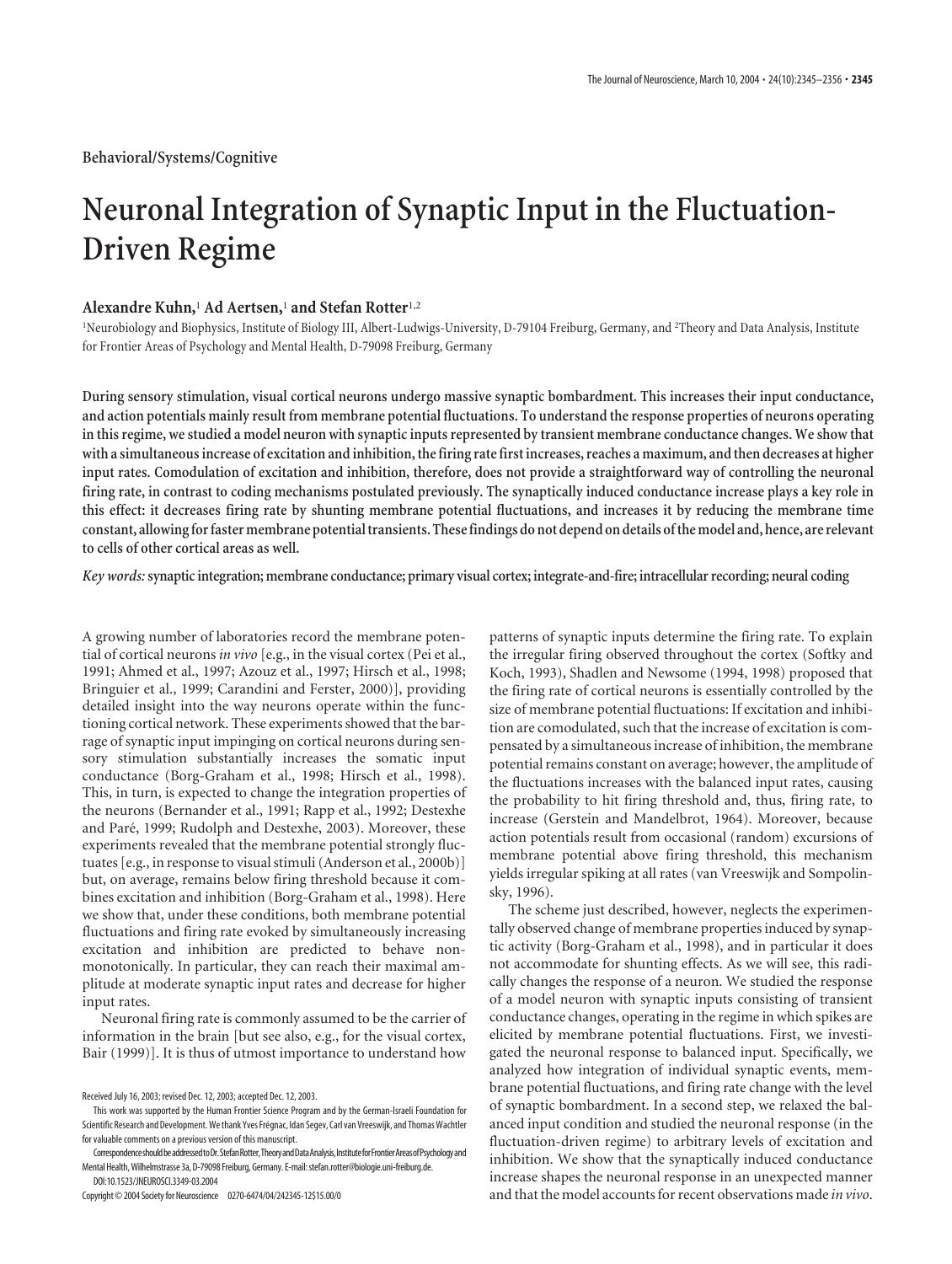Behavioral/Systems/Cognitive

# Neuronal Integration of Synaptic Input in the Fluctuation-Driven Regime

**Alexandre Kuhn,[1] Ad Aertsen,[1] and Stefan Rotter[1,2]**

[1]Neurobiology and Biophysics, Institute of Biology III, Albert-Ludwigs-University, D-79104 Freiburg, Germany, and [2]Theory and Data Analysis, Institute for Frontier Areas of Psychology and Mental Health, D-79098 Freiburg, Germany

**During sensory stimulation, visual cortical neurons undergo massive synaptic bombardment. This increases their input conductance, and action potentials mainly result from membrane potential fluctuations. To understand the response properties of neurons operating in this regime, we studied a model neuron with synaptic inputs represented by transient membrane conductance changes. We show that with a simultaneous increase of excitation and inhibition, the firing rate first increases, reaches a maximum, and then decreases at higher input rates. Comodulation of excitation and inhibition, therefore, does not provide a straightforward way of controlling the neuronal firing rate, in contrast to coding mechanisms postulated previously. The synaptically induced conductance increase plays a key role in this effect: it decreases firing rate by shunting membrane potential fluctuations, and increases it by reducing the membrane time constant, allowing for faster membrane potential transients. These findings do not depend on details of the model and, hence, are relevant to cells of other cortical areas as well.**

*Key words:* **synaptic integration; membrane conductance; primary visual cortex; integrate-and-fire; intracellular recording; neural coding**

A growing number of laboratories record the membrane potential of cortical neurons *in vivo* [e.g., in the visual cortex (Pei et al., 1991; Ahmed et al., 1997; Azouz et al., 1997; Hirsch et al., 1998; Bringuier et al., 1999; Carandini and Ferster, 2000)], providing detailed insight into the way neurons operate within the functioning cortical network. These experiments showed that the barrage of synaptic input impinging on cortical neurons during sensory stimulation substantially increases the somatic input conductance (Borg-Graham et al., 1998; Hirsch et al., 1998). This, in turn, is expected to change the integration properties of the neurons (Bernander et al., 1991; Rapp et al., 1992; Destexhe and Paré, 1999; Rudolph and Destexhe, 2003). Moreover, these experiments revealed that the membrane potential strongly fluctuates [e.g., in response to visual stimuli (Anderson et al., 2000b)] but, on average, remains below firing threshold because it combines excitation and inhibition (Borg-Graham et al., 1998). Here we show that, under these conditions, both membrane potential fluctuations and firing rate evoked by simultaneously increasing excitation and inhibition are predicted to behave nonmonotonically. In particular, they can reach their maximal amplitude at moderate synaptic input rates and decrease for higher input rates.

Neuronal firing rate is commonly assumed to be the carrier of information in the brain [but see also, e.g., for the visual cortex, Bair (1999)]. It is thus of utmost importance to understand how patterns of synaptic inputs determine the firing rate. To explain the irregular firing observed throughout the cortex (Softky and Koch, 1993), Shadlen and Newsome (1994, 1998) proposed that the firing rate of cortical neurons is essentially controlled by the size of membrane potential fluctuations: If excitation and inhibition are comodulated, such that the increase of excitation is compensated by a simultaneous increase of inhibition, the membrane potential remains constant on average; however, the amplitude of the fluctuations increases with the balanced input rates, causing the probability to hit firing threshold and, thus, firing rate, to increase (Gerstein and Mandelbrot, 1964). Moreover, because action potentials result from occasional (random) excursions of membrane potential above firing threshold, this mechanism yields irregular spiking at all rates (van Vreeswijk and Sompolinsky, 1996).

The scheme just described, however, neglects the experimentally observed change of membrane properties induced by synaptic activity (Borg-Graham et al., 1998), and in particular it does not accommodate for shunting effects. As we will see, this radically changes the response of a neuron. We studied the response of a model neuron with synaptic inputs consisting of transient conductance changes, operating in the regime in which spikes are elicited by membrane potential fluctuations. First, we investigated the neuronal response to balanced input. Specifically, we analyzed how integration of individual synaptic events, membrane potential fluctuations, and firing rate change with the level of synaptic bombardment. In a second step, we relaxed the balanced input condition and studied the neuronal response (in the fluctuation-driven regime) to arbitrary levels of excitation and inhibition. We show that the synaptically induced conductance increase shapes the neuronal response in an unexpected manner and that the model accounts for recent observations made *in vivo*.

Received July 16, 2003; revised Dec. 12, 2003; accepted Dec. 12, 2003.

This work was supported by the Human Frontier Science Program and by the German-Israeli Foundation for Scientific Research and Development. We thank Yves Frégnac, Idan Segev, Carl van Vreeswijk, and Thomas Wachtler for valuable comments on a previous version of this manuscript.

Correspondence should be addressed to Dr. Stefan Rotter, Theory and Data Analysis, Institute for Frontier Areas of Psychology and Mental Health, Wilhelmstrasse 3a, D-79098 Freiburg, Germany. E-mail: stefan.rotter@biologie.uni-freiburg.de.

DOI:10.1523/JNEUROSCI.3349-03.2004

Copyright © 2004 Society for Neuroscience 0270-6474/04/242345-12$15.00/0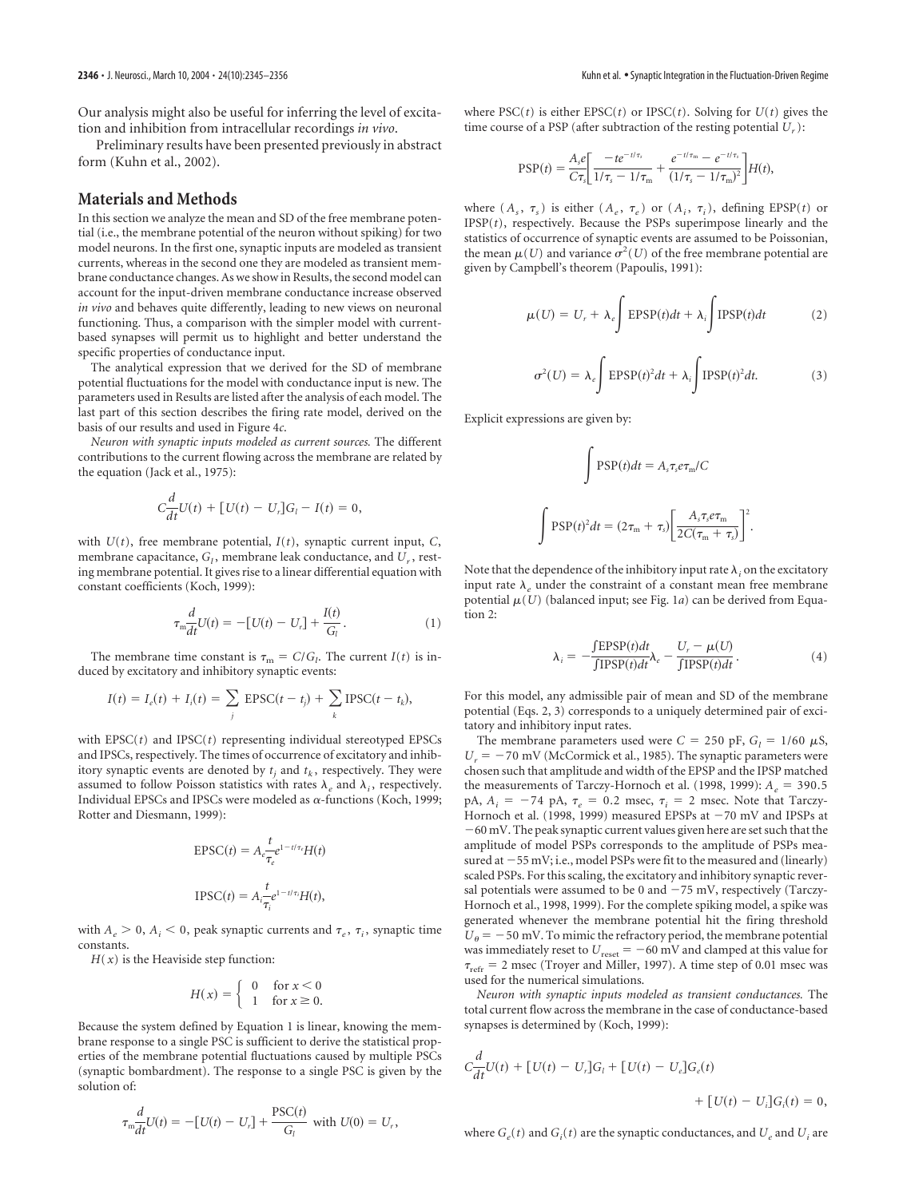Our analysis might also be useful for inferring the level of excitation and inhibition from intracellular recordings *in vivo*.

Preliminary results have been presented previously in abstract form (Kuhn et al., 2002).

## Materials and Methods

In this section we analyze the mean and SD of the free membrane potential (i.e., the membrane potential of the neuron without spiking) for two model neurons. In the first one, synaptic inputs are modeled as transient currents, whereas in the second one they are modeled as transient membrane conductance changes. As we show in Results, the second model can account for the input-driven membrane conductance increase observed *in vivo* and behaves quite differently, leading to new views on neuronal functioning. Thus, a comparison with the simpler model with current-based synapses will permit us to highlight and better understand the specific properties of conductance input.

The analytical expression that we derived for the SD of membrane potential fluctuations for the model with conductance input is new. The parameters used in Results are listed after the analysis of each model. The last part of this section describes the firing rate model, derived on the basis of our results and used in Figure 4*c*.

*Neuron with synaptic inputs modeled as current sources.* The different contributions to the current flowing across the membrane are related by the equation (Jack et al., 1975):

$$C\frac{d}{dt}U(t) + [U(t) - U_r]G_l - I(t) = 0,$$

with $U(t)$, free membrane potential, $I(t)$, synaptic current input, $C$, membrane capacitance, $G_l$, membrane leak conductance, and $U_r$, resting membrane potential. It gives rise to a linear differential equation with constant coefficients (Koch, 1999):

$$\tau_m\frac{d}{dt}U(t) = -[U(t) - U_r] + \frac{I(t)}{G_l}. \tag{1}$$

The membrane time constant is $\tau_m = C/G_l$. The current $I(t)$ is induced by excitatory and inhibitory synaptic events:

$$I(t) = I_e(t) + I_i(t) = \sum_j \text{EPSC}(t - t_j) + \sum_k \text{IPSC}(t - t_k),$$

with EPSC$(t)$ and IPSC$(t)$ representing individual stereotyped EPSCs and IPSCs, respectively. The times of occurrence of excitatory and inhibitory synaptic events are denoted by $t_j$ and $t_k$, respectively. They were assumed to follow Poisson statistics with rates $\lambda_e$ and $\lambda_i$, respectively. Individual EPSCs and IPSCs were modeled as α-functions (Koch, 1999; Rotter and Diesmann, 1999):

$$\text{EPSC}(t) = A_e\frac{t}{\tau_e}e^{1-t/\tau_e}H(t)$$

$$\text{IPSC}(t) = A_i\frac{t}{\tau_i}e^{1-t/\tau_i}H(t),$$

with $A_e > 0$, $A_i < 0$, peak synaptic currents and $\tau_e$, $\tau_i$, synaptic time constants.

$H(x)$ is the Heaviside step function:

$$H(x) = \begin{cases} 0 & \text{for } x < 0 \\ 1 & \text{for } x \geq 0. \end{cases}$$

Because the system defined by Equation 1 is linear, knowing the membrane response to a single PSC is sufficient to derive the statistical properties of the membrane potential fluctuations caused by multiple PSCs (synaptic bombardment). The response to a single PSC is given by the solution of:

$$\tau_m\frac{d}{dt}U(t) = -[U(t) - U_r] + \frac{\text{PSC}(t)}{G_l} \text{ with } U(0) = U_r,$$

where PSC$(t)$ is either EPSC$(t)$ or IPSC$(t)$. Solving for $U(t)$ gives the time course of a PSP (after subtraction of the resting potential $U_r$):

$$\text{PSP}(t) = \frac{A_s e}{C\tau_s}\left[\frac{-te^{-t/\tau_s}}{1/\tau_s - 1/\tau_m} + \frac{e^{-t/\tau_m} - e^{-t/\tau_s}}{(1/\tau_s - 1/\tau_m)^2}\right]H(t),$$

where $(A_s, \tau_s)$ is either $(A_e, \tau_e)$ or $(A_i, \tau_i)$, defining EPSP$(t)$ or IPSP$(t)$, respectively. Because the PSPs superimpose linearly and the statistics of occurrence of synaptic events are assumed to be Poissonian, the mean $\mu(U)$ and variance $\sigma^2(U)$ of the free membrane potential are given by Campbell's theorem (Papoulis, 1991):

$$\mu(U) = U_r + \lambda_e\int \text{EPSP}(t)dt + \lambda_i\int \text{IPSP}(t)dt \tag{2}$$

$$\sigma^2(U) = \lambda_e\int \text{EPSP}(t)^2dt + \lambda_i\int \text{IPSP}(t)^2dt. \tag{3}$$

Explicit expressions are given by:

$$\int \text{PSP}(t)dt = A_s\tau_s e\tau_m/C$$

$$\int \text{PSP}(t)^2dt = (2\tau_m + \tau_s)\left[\frac{A_s\tau_s e\tau_m}{2C(\tau_m + \tau_s)}\right]^2.$$

Note that the dependence of the inhibitory input rate $\lambda_i$ on the excitatory input rate $\lambda_e$ under the constraint of a constant mean free membrane potential $\mu(U)$ (balanced input; see Fig. 1*a*) can be derived from Equation 2:

$$\lambda_i = -\frac{\int\text{EPSP}(t)dt}{\int\text{IPSP}(t)dt}\lambda_e - \frac{U_r - \mu(U)}{\int\text{IPSP}(t)dt}. \tag{4}$$

For this model, any admissible pair of mean and SD of the membrane potential (Eqs. 2, 3) corresponds to a uniquely determined pair of excitatory and inhibitory input rates.

The membrane parameters used were $C = 250$ pF, $G_l = 1/60$ μS, $U_r = -70$ mV (McCormick et al., 1985). The synaptic parameters were chosen such that amplitude and width of the EPSP and the IPSP matched the measurements of Tarczy-Hornoch et al. (1998, 1999): $A_e = 390.5$ pA, $A_i = -74$ pA, $\tau_e = 0.2$ msec, $\tau_i = 2$ msec. Note that Tarczy-Hornoch et al. (1998, 1999) measured EPSPs at $-70$ mV and IPSPs at $-60$ mV. The peak synaptic current values given here are set such that the amplitude of model PSPs corresponds to the amplitude of PSPs measured at $-55$ mV; i.e., model PSPs were fit to the measured and (linearly) scaled PSPs. For this scaling, the excitatory and inhibitory synaptic reversal potentials were assumed to be 0 and $-75$ mV, respectively (Tarczy-Hornoch et al., 1998, 1999). For the complete spiking model, a spike was generated whenever the membrane potential hit the firing threshold $U_\theta = -50$ mV. To mimic the refractory period, the membrane potential was immediately reset to $U_{\text{reset}} = -60$ mV and clamped at this value for $\tau_{\text{refr}} = 2$ msec (Troyer and Miller, 1997). A time step of 0.01 msec was used for the numerical simulations.

*Neuron with synaptic inputs modeled as transient conductances.* The total current flow across the membrane in the case of conductance-based synapses is determined by (Koch, 1999):

$$C\frac{d}{dt}U(t) + [U(t) - U_r]G_l + [U(t) - U_e]G_e(t) + [U(t) - U_i]G_i(t) = 0,$$

where $G_e(t)$ and $G_i(t)$ are the synaptic conductances, and $U_e$ and $U_i$ are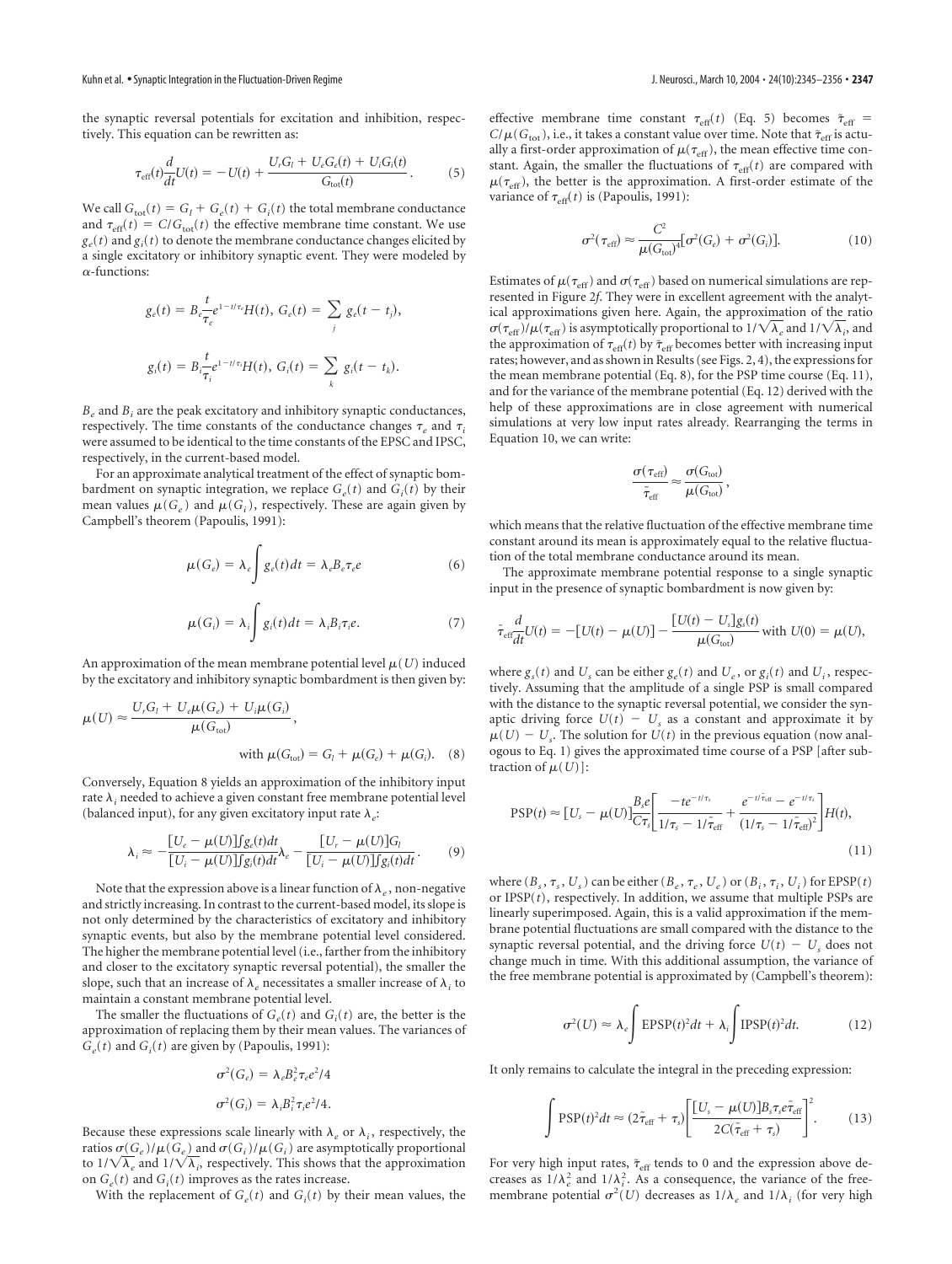the synaptic reversal potentials for excitation and inhibition, respectively. This equation can be rewritten as:

$$\tau_{\text{eff}}(t)\frac{d}{dt}U(t) = -U(t) + \frac{U_r G_l + U_e G_e(t) + U_i G_i(t)}{G_{\text{tot}}(t)}. \tag{5}$$

We call $G_{\text{tot}}(t) = G_l + G_e(t) + G_i(t)$ the total membrane conductance and $\tau_{\text{eff}}(t) = C/G_{\text{tot}}(t)$ the effective membrane time constant. We use $g_e(t)$ and $g_i(t)$ to denote the membrane conductance changes elicited by a single excitatory or inhibitory synaptic event. They were modeled by $\alpha$-functions:

$$g_e(t) = B_e \frac{t}{\tau_e} e^{1-t/\tau_e} H(t),\ G_e(t) = \sum_j g_e(t - t_j),$$

$$g_i(t) = B_i \frac{t}{\tau_i} e^{1-t/\tau_i} H(t),\ G_i(t) = \sum_k g_i(t - t_k).$$

$B_e$ and $B_i$ are the peak excitatory and inhibitory synaptic conductances, respectively. The time constants of the conductance changes $\tau_e$ and $\tau_i$ were assumed to be identical to the time constants of the EPSC and IPSC, respectively, in the current-based model.

For an approximate analytical treatment of the effect of synaptic bombardment on synaptic integration, we replace $G_e(t)$ and $G_i(t)$ by their mean values $\mu(G_e)$ and $\mu(G_i)$, respectively. These are again given by Campbell's theorem (Papoulis, 1991):

$$\mu(G_e) = \lambda_e \int g_e(t)dt = \lambda_e B_e \tau_e e \tag{6}$$

$$\mu(G_i) = \lambda_i \int g_i(t)dt = \lambda_i B_i \tau_i e. \tag{7}$$

An approximation of the mean membrane potential level $\mu(U)$ induced by the excitatory and inhibitory synaptic bombardment is then given by:

$$\mu(U) \approx \frac{U_r G_l + U_e \mu(G_e) + U_i \mu(G_i)}{\mu(G_{\text{tot}})},\quad \text{with } \mu(G_{\text{tot}}) = G_l + \mu(G_e) + \mu(G_i). \tag{8}$$

Conversely, Equation 8 yields an approximation of the inhibitory input rate $\lambda_i$ needed to achieve a given constant free membrane potential level (balanced input), for any given excitatory input rate $\lambda_e$:

$$\lambda_i \approx -\frac{[U_e - \mu(U)]\int g_e(t)dt}{[U_i - \mu(U)]\int g_i(t)dt}\lambda_e - \frac{[U_r - \mu(U)]G_l}{[U_i - \mu(U)]\int g_i(t)dt}. \tag{9}$$

Note that the expression above is a linear function of $\lambda_e$, non-negative and strictly increasing. In contrast to the current-based model, its slope is not only determined by the characteristics of excitatory and inhibitory synaptic events, but also by the membrane potential level considered. The higher the membrane potential level (i.e., farther from the inhibitory and closer to the excitatory synaptic reversal potential), the smaller the slope, such that an increase of $\lambda_e$ necessitates a smaller increase of $\lambda_i$ to maintain a constant membrane potential level.

The smaller the fluctuations of $G_e(t)$ and $G_i(t)$ are, the better is the approximation of replacing them by their mean values. The variances of $G_e(t)$ and $G_i(t)$ are given by (Papoulis, 1991):

$$\sigma^2(G_e) = \lambda_e B_e^2 \tau_e e^2/4$$

$$\sigma^2(G_i) = \lambda_i B_i^2 \tau_i e^2/4.$$

Because these expressions scale linearly with $\lambda_e$ or $\lambda_i$, respectively, the ratios $\sigma(G_e)/\mu(G_e)$ and $\sigma(G_i)/\mu(G_i)$ are asymptotically proportional to $1/\sqrt{\lambda_e}$ and $1/\sqrt{\lambda_i}$, respectively. This shows that the approximation on $G_e(t)$ and $G_i(t)$ improves as the rates increase.

With the replacement of $G_e(t)$ and $G_i(t)$ by their mean values, the effective membrane time constant $\tau_{\text{eff}}(t)$ (Eq. 5) becomes $\tilde{\tau}_{\text{eff}} = C/\mu(G_{\text{tot}})$, i.e., it takes a constant value over time. Note that $\tilde{\tau}_{\text{eff}}$ is actually a first-order approximation of $\mu(\tau_{\text{eff}})$, the mean effective time constant. Again, the smaller the fluctuations of $\tau_{\text{eff}}(t)$ are compared with $\mu(\tau_{\text{eff}})$, the better is the approximation. A first-order estimate of the variance of $\tau_{\text{eff}}(t)$ is (Papoulis, 1991):

$$\sigma^2(\tau_{\text{eff}}) \approx \frac{C^2}{\mu(G_{\text{tot}})^4}[\sigma^2(G_e) + \sigma^2(G_i)]. \tag{10}$$

Estimates of $\mu(\tau_{\text{eff}})$ and $\sigma(\tau_{\text{eff}})$ based on numerical simulations are represented in Figure 2*f*. They were in excellent agreement with the analytical approximations given here. Again, the approximation of the ratio $\sigma(\tau_{\text{eff}})/\mu(\tau_{\text{eff}})$ is asymptotically proportional to $1/\sqrt{\lambda_e}$ and $1/\sqrt{\lambda_i}$, and the approximation of $\tau_{\text{eff}}(t)$ by $\tilde{\tau}_{\text{eff}}$ becomes better with increasing input rates; however, and as shown in Results (see Figs. 2, 4), the expressions for the mean membrane potential (Eq. 8), for the PSP time course (Eq. 11), and for the variance of the membrane potential (Eq. 12) derived with the help of these approximations are in close agreement with numerical simulations at very low input rates already. Rearranging the terms in Equation 10, we can write:

$$\frac{\sigma(\tau_{\text{eff}})}{\tilde{\tau}_{\text{eff}}} \approx \frac{\sigma(G_{\text{tot}})}{\mu(G_{\text{tot}})},$$

which means that the relative fluctuation of the effective membrane time constant around its mean is approximately equal to the relative fluctuation of the total membrane conductance around its mean.

The approximate membrane potential response to a single synaptic input in the presence of synaptic bombardment is now given by:

$$\tilde{\tau}_{\text{eff}}\frac{d}{dt}U(t) = -[U(t) - \mu(U)] - \frac{[U(t) - U_s]g_s(t)}{\mu(G_{\text{tot}})} \text{ with } U(0) = \mu(U),$$

where $g_s(t)$ and $U_s$ can be either $g_e(t)$ and $U_e$, or $g_i(t)$ and $U_i$, respectively. Assuming that the amplitude of a single PSP is small compared with the distance to the synaptic reversal potential, we consider the synaptic driving force $U(t) - U_s$ as a constant and approximate it by $\mu(U) - U_s$. The solution for $U(t)$ in the previous equation (now analogous to Eq. 1) gives the approximated time course of a PSP [after subtraction of $\mu(U)$]:

$$\text{PSP}(t) \approx [U_s - \mu(U)]\frac{B_s e}{C\tau_s}\left[\frac{-te^{-t/\tau_s}}{1/\tau_s - 1/\tilde{\tau}_{\text{eff}}} + \frac{e^{-t/\tilde{\tau}_{\text{eff}}} - e^{-t/\tau_s}}{(1/\tau_s - 1/\tilde{\tau}_{\text{eff}})^2}\right]H(t), \tag{11}$$

where $(B_s, \tau_s, U_s)$ can be either $(B_e, \tau_e, U_e)$ or $(B_i, \tau_i, U_i)$ for EPSP$(t)$ or IPSP$(t)$, respectively. In addition, we assume that multiple PSPs are linearly superimposed. Again, this is a valid approximation if the membrane potential fluctuations are small compared with the distance to the synaptic reversal potential, and the driving force $U(t) - U_s$ does not change much in time. With this additional assumption, the variance of the free membrane potential is approximated by (Campbell's theorem):

$$\sigma^2(U) \approx \lambda_e \int \text{EPSP}(t)^2 dt + \lambda_i \int \text{IPSP}(t)^2 dt. \tag{12}$$

It only remains to calculate the integral in the preceding expression:

$$\int \text{PSP}(t)^2 dt \approx (2\tilde{\tau}_{\text{eff}} + \tau_s)\left[\frac{[U_s - \mu(U)]B_s \tau_s e \tilde{\tau}_{\text{eff}}}{2C(\tilde{\tau}_{\text{eff}} + \tau_s)}\right]^2. \tag{13}$$

For very high input rates, $\tilde{\tau}_{\text{eff}}$ tends to 0 and the expression above decreases as $1/\lambda_e^2$ and $1/\lambda_i^2$. As a consequence, the variance of the free-membrane potential $\sigma^2(U)$ decreases as $1/\lambda_e$ and $1/\lambda_i$ (for very high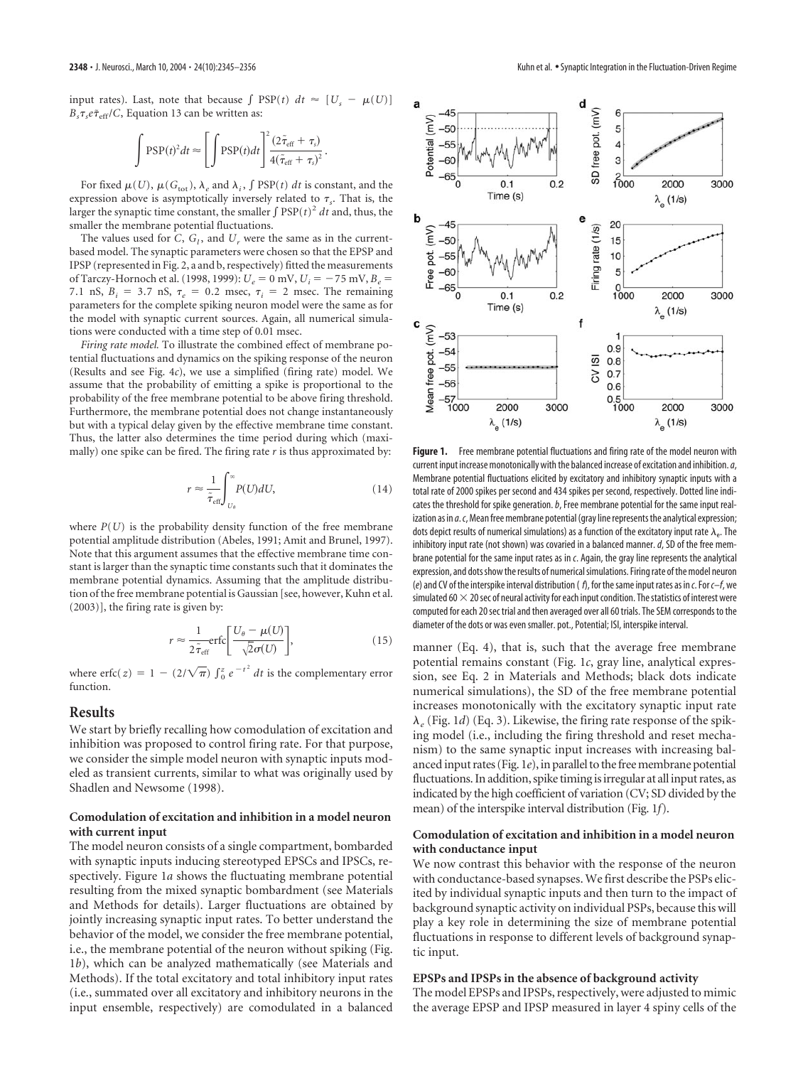input rates). Last, note that because $\int \text{PSP}(t)\ dt \approx [U_s - \mu(U)]\ B_s \tau_s e \tilde{\tau}_{\text{eff}}/C$, Equation 13 can be written as:

$$\int \text{PSP}(t)^2 dt \approx \left[\int \text{PSP}(t)dt\right]^2 \frac{(2\tilde{\tau}_{\text{eff}} + \tau_s)}{4(\tilde{\tau}_{\text{eff}} + \tau_s)^2}.$$

For fixed $\mu(U)$, $\mu(G_{\text{tot}})$, $\lambda_e$ and $\lambda_i$, $\int \text{PSP}(t)\ dt$ is constant, and the expression above is asymptotically inversely related to $\tau_s$. That is, the larger the synaptic time constant, the smaller $\int \text{PSP}(t)^2\ dt$ and, thus, the smaller the membrane potential fluctuations.

The values used for $C$, $G_l$, and $U_r$ were the same as in the current-based model. The synaptic parameters were chosen so that the EPSP and IPSP (represented in Fig. 2, a and b, respectively) fitted the measurements of Tarczy-Hornoch et al. (1998, 1999): $U_e = 0$ mV, $U_i = -75$ mV, $B_e = 7.1$ nS, $B_i = 3.7$ nS, $\tau_e = 0.2$ msec, $\tau_i = 2$ msec. The remaining parameters for the complete spiking neuron model were the same as for the model with synaptic current sources. Again, all numerical simulations were conducted with a time step of 0.01 msec.

*Firing rate model.* To illustrate the combined effect of membrane potential fluctuations and dynamics on the spiking response of the neuron (Results and see Fig. 4*c*), we use a simplified (firing rate) model. We assume that the probability of emitting a spike is proportional to the probability of the free membrane potential to be above firing threshold. Furthermore, the membrane potential does not change instantaneously but with a typical delay given by the effective membrane time constant. Thus, the latter also determines the time period during which (maximally) one spike can be fired. The firing rate $r$ is thus approximated by:

$$r \approx \frac{1}{\tilde{\tau}_{\text{eff}}} \int_{U_\theta}^{\infty} P(U)dU, \tag{14}$$

where $P(U)$ is the probability density function of the free membrane potential amplitude distribution (Abeles, 1991; Amit and Brunel, 1997). Note that this argument assumes that the effective membrane time constant is larger than the synaptic time constants such that it dominates the membrane potential dynamics. Assuming that the amplitude distribution of the free membrane potential is Gaussian [see, however, Kuhn et al. (2003)], the firing rate is given by:

$$r \approx \frac{1}{2\tilde{\tau}_{\text{eff}}} \text{erfc}\left[\frac{U_\theta - \mu(U)}{\sqrt{2}\sigma(U)}\right], \tag{15}$$

where $\text{erfc}(z) = 1 - (2/\sqrt{\pi}) \int_0^z e^{-t^2}\ dt$ is the complementary error function.

## Results

We start by briefly recalling how comodulation of excitation and inhibition was proposed to control firing rate. For that purpose, we consider the simple model neuron with synaptic inputs modeled as transient currents, similar to what was originally used by Shadlen and Newsome (1998).

### Comodulation of excitation and inhibition in a model neuron with current input

The model neuron consists of a single compartment, bombarded with synaptic inputs inducing stereotyped EPSCs and IPSCs, respectively. Figure 1*a* shows the fluctuating membrane potential resulting from the mixed synaptic bombardment (see Materials and Methods for details). Larger fluctuations are obtained by jointly increasing synaptic input rates. To better understand the behavior of the model, we consider the free membrane potential, i.e., the membrane potential of the neuron without spiking (Fig. 1*b*), which can be analyzed mathematically (see Materials and Methods). If the total excitatory and total inhibitory input rates (i.e., summated over all excitatory and inhibitory neurons in the input ensemble, respectively) are comodulated in a balanced manner (Eq. 4), that is, such that the average free membrane potential remains constant (Fig. 1*c*, gray line, analytical expression, see Eq. 2 in Materials and Methods; black dots indicate numerical simulations), the SD of the free membrane potential increases monotonically with the excitatory synaptic input rate $\lambda_e$ (Fig. 1*d*) (Eq. 3). Likewise, the firing rate response of the spiking model (i.e., including the firing threshold and reset mechanism) to the same synaptic input increases with increasing balanced input rates (Fig. 1*e*), in parallel to the free membrane potential fluctuations. In addition, spike timing is irregular at all input rates, as indicated by the high coefficient of variation (CV; SD divided by the mean) of the interspike interval distribution (Fig. 1*f*).

**Figure 1.** Free membrane potential fluctuations and firing rate of the model neuron with current input increase monotonically with the balanced increase of excitation and inhibition. *a*, Membrane potential fluctuations elicited by excitatory and inhibitory synaptic inputs with a total rate of 2000 spikes per second and 434 spikes per second, respectively. Dotted line indicates the threshold for spike generation. *b*, Free membrane potential for the same input realization as in *a*. *c*, Mean free membrane potential (gray line represents the analytical expression; dots depict results of numerical simulations) as a function of the excitatory input rate $\lambda_e$. The inhibitory input rate (not shown) was covaried in a balanced manner. *d*, SD of the free membrane potential for the same input rates as in *c*. Again, the gray line represents the analytical expression, and dots show the results of numerical simulations. Firing rate of the model neuron (*e*) and CV of the interspike interval distribution (*f*), for the same input rates as in *c*. For *c*–*f*, we simulated 60 × 20 sec of neural activity for each input condition. The statistics of interest were computed for each 20 sec trial and then averaged over all 60 trials. The SEM corresponds to the diameter of the dots or was even smaller. pot., Potential; ISI, interspike interval.

### Comodulation of excitation and inhibition in a model neuron with conductance input

We now contrast this behavior with the response of the neuron with conductance-based synapses. We first describe the PSPs elicited by individual synaptic inputs and then turn to the impact of background synaptic activity on individual PSPs, because this will play a key role in determining the size of membrane potential fluctuations in response to different levels of background synaptic input.

### EPSPs and IPSPs in the absence of background activity

The model EPSPs and IPSPs, respectively, were adjusted to mimic the average EPSP and IPSP measured in layer 4 spiny cells of the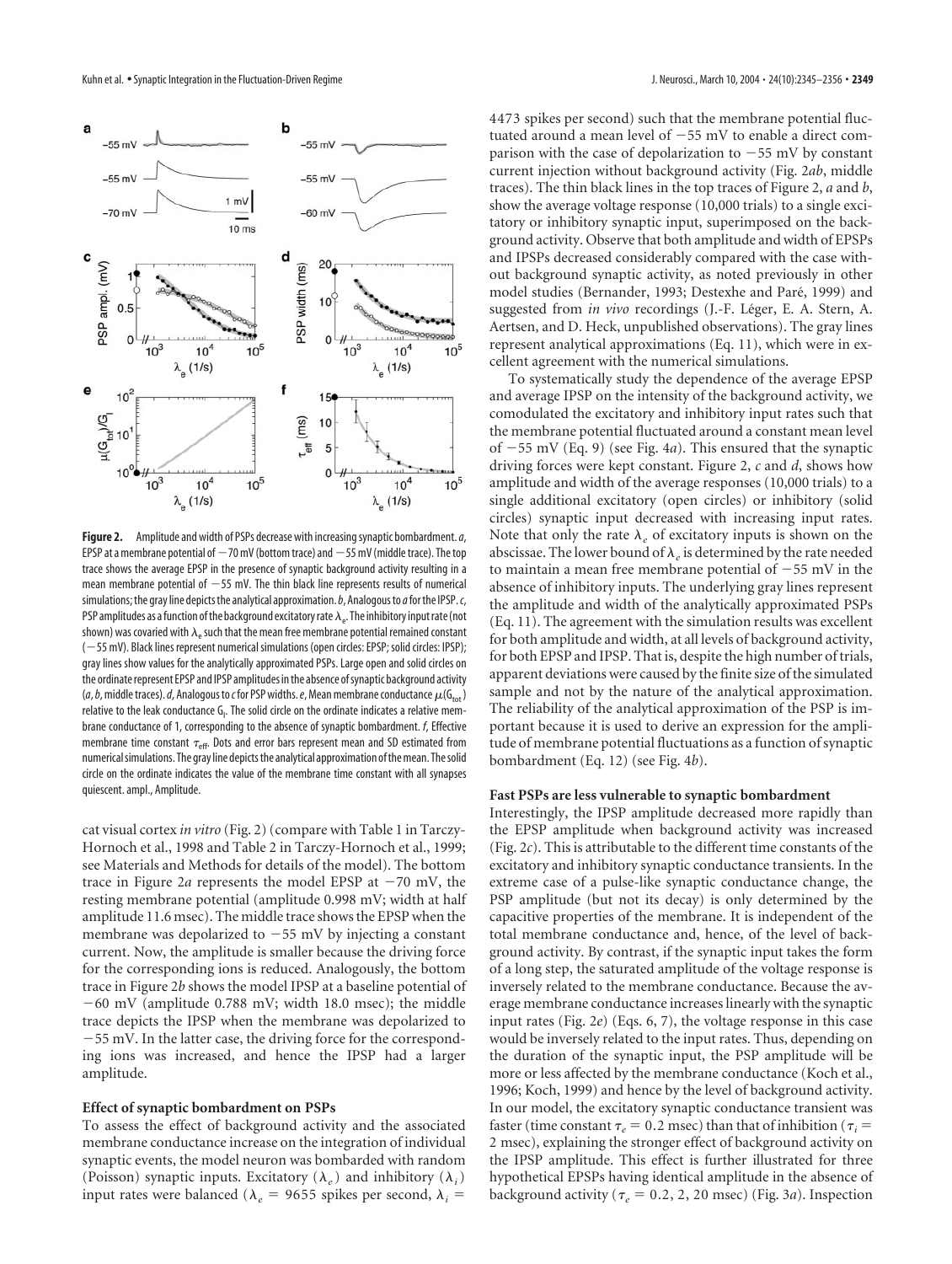**Figure 2.** Amplitude and width of PSPs decrease with increasing synaptic bombardment. *a*, EPSP at a membrane potential of −70 mV (bottom trace) and −55 mV (middle trace). The top trace shows the average EPSP in the presence of synaptic background activity resulting in a mean membrane potential of −55 mV. The thin black line represents results of numerical simulations; the gray line depicts the analytical approximation. *b*, Analogous to *a* for the IPSP. *c*, PSP amplitudes as a function of the background excitatory rate $\lambda_e$. The inhibitory input rate (not shown) was covaried with $\lambda_e$ such that the mean free membrane potential remained constant (−55 mV). Black lines represent numerical simulations (open circles: EPSP; solid circles: IPSP); gray lines show values for the analytically approximated PSPs. Large open and solid circles on the ordinate represent EPSP and IPSP amplitudes in the absence of synaptic background activity (*a*, *b*, middle traces). *d*, Analogous to *c* for PSP widths. *e*, Mean membrane conductance $\mu(G_{tot})$ relative to the leak conductance $G_l$. The solid circle on the ordinate indicates a relative membrane conductance of 1, corresponding to the absence of synaptic bombardment. *f*, Effective membrane time constant $\tau_{eff}$. Dots and error bars represent mean and SD estimated from numerical simulations. The gray line depicts the analytical approximation of the mean. The solid circle on the ordinate indicates the value of the membrane time constant with all synapses quiescent. ampl., Amplitude.

cat visual cortex *in vitro* (Fig. 2) (compare with Table 1 in Tarczy-Hornoch et al., 1998 and Table 2 in Tarczy-Hornoch et al., 1999; see Materials and Methods for details of the model). The bottom trace in Figure 2*a* represents the model EPSP at −70 mV, the resting membrane potential (amplitude 0.998 mV; width at half amplitude 11.6 msec). The middle trace shows the EPSP when the membrane was depolarized to −55 mV by injecting a constant current. Now, the amplitude is smaller because the driving force for the corresponding ions is reduced. Analogously, the bottom trace in Figure 2*b* shows the model IPSP at a baseline potential of −60 mV (amplitude 0.788 mV; width 18.0 msec); the middle trace depicts the IPSP when the membrane was depolarized to −55 mV. In the latter case, the driving force for the corresponding ions was increased, and hence the IPSP had a larger amplitude.

### Effect of synaptic bombardment on PSPs

To assess the effect of background activity and the associated membrane conductance increase on the integration of individual synaptic events, the model neuron was bombarded with random (Poisson) synaptic inputs. Excitatory ($\lambda_e$) and inhibitory ($\lambda_i$) input rates were balanced ($\lambda_e$ = 9655 spikes per second, $\lambda_i$ = 4473 spikes per second) such that the membrane potential fluctuated around a mean level of −55 mV to enable a direct comparison with the case of depolarization to −55 mV by constant current injection without background activity (Fig. 2*ab*, middle traces). The thin black lines in the top traces of Figure 2, *a* and *b*, show the average voltage response (10,000 trials) to a single excitatory or inhibitory synaptic input, superimposed on the background activity. Observe that both amplitude and width of EPSPs and IPSPs decreased considerably compared with the case without background synaptic activity, as noted previously in other model studies (Bernander, 1993; Destexhe and Paré, 1999) and suggested from *in vivo* recordings (J.-F. Léger, E. A. Stern, A. Aertsen, and D. Heck, unpublished observations). The gray lines represent analytical approximations (Eq. 11), which were in excellent agreement with the numerical simulations.

To systematically study the dependence of the average EPSP and average IPSP on the intensity of the background activity, we comodulated the excitatory and inhibitory input rates such that the membrane potential fluctuated around a constant mean level of −55 mV (Eq. 9) (see Fig. 4*a*). This ensured that the synaptic driving forces were kept constant. Figure 2, *c* and *d*, shows how amplitude and width of the average responses (10,000 trials) to a single additional excitatory (open circles) or inhibitory (solid circles) synaptic input decreased with increasing input rates. Note that only the rate $\lambda_e$ of excitatory inputs is shown on the abscissae. The lower bound of $\lambda_e$ is determined by the rate needed to maintain a mean free membrane potential of −55 mV in the absence of inhibitory inputs. The underlying gray lines represent the amplitude and width of the analytically approximated PSPs (Eq. 11). The agreement with the simulation results was excellent for both amplitude and width, at all levels of background activity, for both EPSP and IPSP. That is, despite the high number of trials, apparent deviations were caused by the finite size of the simulated sample and not by the nature of the analytical approximation. The reliability of the analytical approximation of the PSP is important because it is used to derive an expression for the amplitude of membrane potential fluctuations as a function of synaptic bombardment (Eq. 12) (see Fig. 4*b*).

### Fast PSPs are less vulnerable to synaptic bombardment

Interestingly, the IPSP amplitude decreased more rapidly than the EPSP amplitude when background activity was increased (Fig. 2*c*). This is attributable to the different time constants of the excitatory and inhibitory synaptic conductance transients. In the extreme case of a pulse-like synaptic conductance change, the PSP amplitude (but not its decay) is only determined by the capacitive properties of the membrane. It is independent of the total membrane conductance and, hence, of the level of background activity. By contrast, if the synaptic input takes the form of a long step, the saturated amplitude of the voltage response is inversely related to the membrane conductance. Because the average membrane conductance increases linearly with the synaptic input rates (Fig. 2*e*) (Eqs. 6, 7), the voltage response in this case would be inversely related to the input rates. Thus, depending on the duration of the synaptic input, the PSP amplitude will be more or less affected by the membrane conductance (Koch et al., 1996; Koch, 1999) and hence by the level of background activity. In our model, the excitatory synaptic conductance transient was faster (time constant $\tau_e$ = 0.2 msec) than that of inhibition ($\tau_i$ = 2 msec), explaining the stronger effect of background activity on the IPSP amplitude. This effect is further illustrated for three hypothetical EPSPs having identical amplitude in the absence of background activity ($\tau_e$ = 0.2, 2, 20 msec) (Fig. 3*a*). Inspection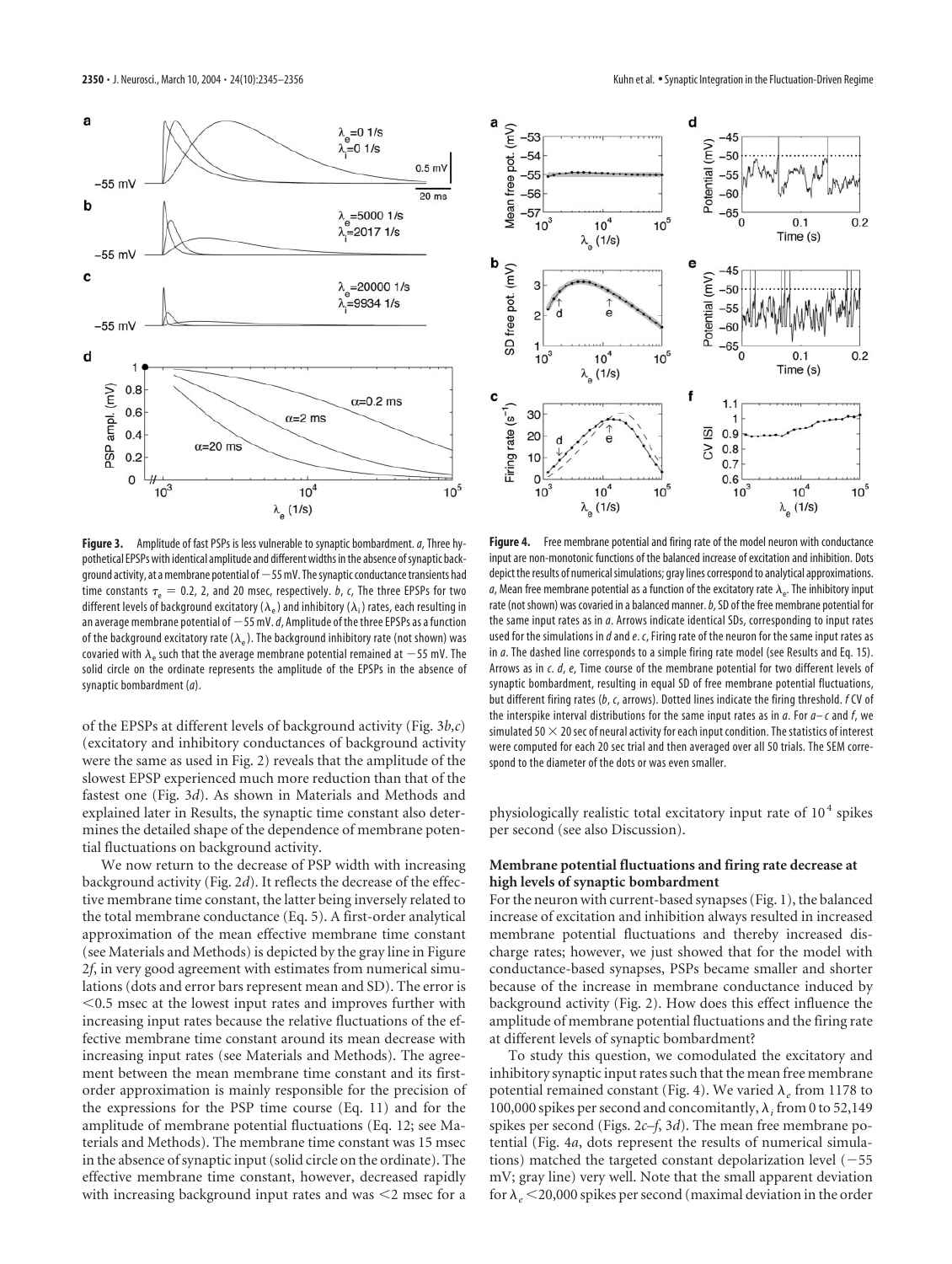**Figure 3.** Amplitude of fast PSPs is less vulnerable to synaptic bombardment. *a*, Three hypothetical EPSPs with identical amplitude and different widths in the absence of synaptic background activity, at a membrane potential of −55 mV. The synaptic conductance transients had time constants $\tau_e$ = 0.2, 2, and 20 msec, respectively. *b*, *c*, The three EPSPs for two different levels of background excitatory ($\lambda_e$) and inhibitory ($\lambda_i$) rates, each resulting in an average membrane potential of −55 mV. *d*, Amplitude of the three EPSPs as a function of the background excitatory rate ($\lambda_e$). The background inhibitory rate (not shown) was covaried with $\lambda_e$ such that the average membrane potential remained at −55 mV. The solid circle on the ordinate represents the amplitude of the EPSPs in the absence of synaptic bombardment (*a*).

**Figure 4.** Free membrane potential and firing rate of the model neuron with conductance input are non-monotonic functions of the balanced increase of excitation and inhibition. Dots depict the results of numerical simulations; gray lines correspond to analytical approximations. *a*, Mean free membrane potential as a function of the excitatory rate $\lambda_e$. The inhibitory input rate (not shown) was covaried in a balanced manner. *b*, SD of the free membrane potential for the same input rates as in *a*. Arrows indicate identical SDs, corresponding to input rates used for the simulations in *d* and *e*. *c*, Firing rate of the neuron for the same input rates as in *a*. The dashed line corresponds to a simple firing rate model (see Results and Eq. 15). Arrows as in *c*. *d*, *e*, Time course of the membrane potential for two different levels of synaptic bombardment, resulting in equal SD of free membrane potential fluctuations, but different firing rates (*b*, *c*, arrows). Dotted lines indicate the firing threshold. *f* CV of the interspike interval distributions for the same input rates as in *a*. For *a*–*c* and *f*, we simulated 50 × 20 sec of neural activity for each input condition. The statistics of interest were computed for each 20 sec trial and then averaged over all 50 trials. The SEM correspond to the diameter of the dots or was even smaller.

of the EPSPs at different levels of background activity (Fig. 3*b*,*c*) (excitatory and inhibitory conductances of background activity were the same as used in Fig. 2) reveals that the amplitude of the slowest EPSP experienced much more reduction than that of the fastest one (Fig. 3*d*). As shown in Materials and Methods and explained later in Results, the synaptic time constant also determines the detailed shape of the dependence of membrane potential fluctuations on background activity.

We now return to the decrease of PSP width with increasing background activity (Fig. 2*d*). It reflects the decrease of the effective membrane time constant, the latter being inversely related to the total membrane conductance (Eq. 5). A first-order analytical approximation of the mean effective membrane time constant (see Materials and Methods) is depicted by the gray line in Figure 2*f*, in very good agreement with estimates from numerical simulations (dots and error bars represent mean and SD). The error is <0.5 msec at the lowest input rates and improves further with increasing input rates because the relative fluctuations of the effective membrane time constant around its mean decrease with increasing input rates (see Materials and Methods). The agreement between the mean membrane time constant and its first-order approximation is mainly responsible for the precision of the expressions for the PSP time course (Eq. 11) and for the amplitude of membrane potential fluctuations (Eq. 12; see Materials and Methods). The membrane time constant was 15 msec in the absence of synaptic input (solid circle on the ordinate). The effective membrane time constant, however, decreased rapidly with increasing background input rates and was <2 msec for a physiologically realistic total excitatory input rate of $10^4$ spikes per second (see also Discussion).

### Membrane potential fluctuations and firing rate decrease at high levels of synaptic bombardment

For the neuron with current-based synapses (Fig. 1), the balanced increase of excitation and inhibition always resulted in increased membrane potential fluctuations and thereby increased discharge rates; however, we just showed that for the model with conductance-based synapses, PSPs became smaller and shorter because of the increase in membrane conductance induced by background activity (Fig. 2). How does this effect influence the amplitude of membrane potential fluctuations and the firing rate at different levels of synaptic bombardment?

To study this question, we comodulated the excitatory and inhibitory synaptic input rates such that the mean free membrane potential remained constant (Fig. 4). We varied $\lambda_e$ from 1178 to 100,000 spikes per second and concomitantly, $\lambda_i$ from 0 to 52,149 spikes per second (Figs. 2*c*–*f*, 3*d*). The mean free membrane potential (Fig. 4*a*, dots represent the results of numerical simulations) matched the targeted constant depolarization level (−55 mV; gray line) very well. Note that the small apparent deviation for $\lambda_e$ <20,000 spikes per second (maximal deviation in the order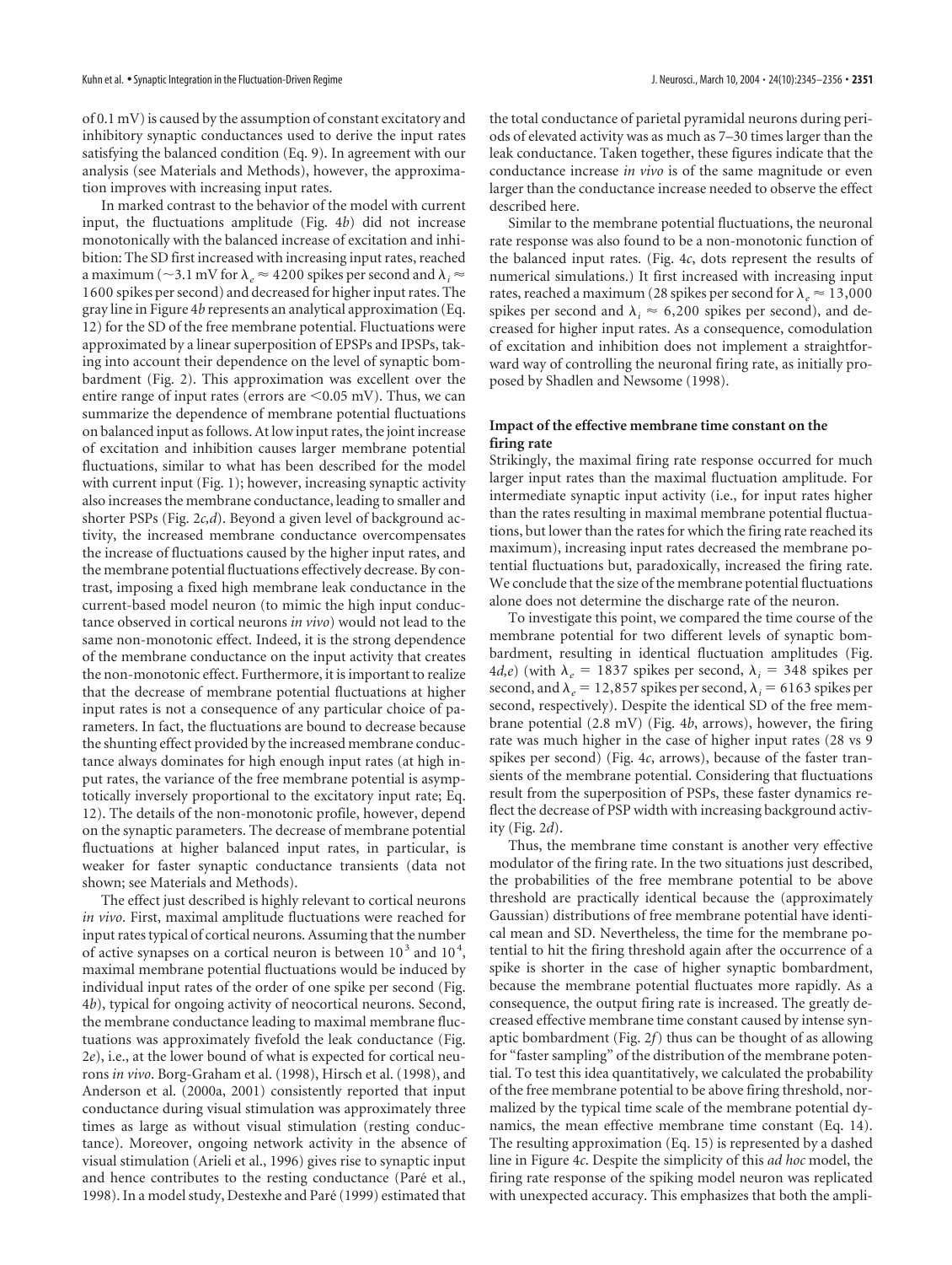of 0.1 mV) is caused by the assumption of constant excitatory and inhibitory synaptic conductances used to derive the input rates satisfying the balanced condition (Eq. 9). In agreement with our analysis (see Materials and Methods), however, the approximation improves with increasing input rates.

In marked contrast to the behavior of the model with current input, the fluctuations amplitude (Fig. 4*b*) did not increase monotonically with the balanced increase of excitation and inhibition: The SD first increased with increasing input rates, reached a maximum (~3.1 mV for $\lambda_e \approx 4200$ spikes per second and $\lambda_i \approx 1600$ spikes per second) and decreased for higher input rates. The gray line in Figure 4*b* represents an analytical approximation (Eq. 12) for the SD of the free membrane potential. Fluctuations were approximated by a linear superposition of EPSPs and IPSPs, taking into account their dependence on the level of synaptic bombardment (Fig. 2). This approximation was excellent over the entire range of input rates (errors are <0.05 mV). Thus, we can summarize the dependence of membrane potential fluctuations on balanced input as follows. At low input rates, the joint increase of excitation and inhibition causes larger membrane potential fluctuations, similar to what has been described for the model with current input (Fig. 1); however, increasing synaptic activity also increases the membrane conductance, leading to smaller and shorter PSPs (Fig. 2*c,d*). Beyond a given level of background activity, the increased membrane conductance overcompensates the increase of fluctuations caused by the higher input rates, and the membrane potential fluctuations effectively decrease. By contrast, imposing a fixed high membrane leak conductance in the current-based model neuron (to mimic the high input conductance observed in cortical neurons *in vivo*) would not lead to the same non-monotonic effect. Indeed, it is the strong dependence of the membrane conductance on the input activity that creates the non-monotonic effect. Furthermore, it is important to realize that the decrease of membrane potential fluctuations at higher input rates is not a consequence of any particular choice of parameters. In fact, the fluctuations are bound to decrease because the shunting effect provided by the increased membrane conductance always dominates for high enough input rates (at high input rates, the variance of the free membrane potential is asymptotically inversely proportional to the excitatory input rate; Eq. 12). The details of the non-monotonic profile, however, depend on the synaptic parameters. The decrease of membrane potential fluctuations at higher balanced input rates, in particular, is weaker for faster synaptic conductance transients (data not shown; see Materials and Methods).

The effect just described is highly relevant to cortical neurons *in vivo*. First, maximal amplitude fluctuations were reached for input rates typical of cortical neurons. Assuming that the number of active synapses on a cortical neuron is between $10^3$ and $10^4$, maximal membrane potential fluctuations would be induced by individual input rates of the order of one spike per second (Fig. 4*b*), typical for ongoing activity of neocortical neurons. Second, the membrane conductance leading to maximal membrane fluctuations was approximately fivefold the leak conductance (Fig. 2*e*), i.e., at the lower bound of what is expected for cortical neurons *in vivo*. Borg-Graham et al. (1998), Hirsch et al. (1998), and Anderson et al. (2000a, 2001) consistently reported that input conductance during visual stimulation was approximately three times as large as without visual stimulation (resting conductance). Moreover, ongoing network activity in the absence of visual stimulation (Arieli et al., 1996) gives rise to synaptic input and hence contributes to the resting conductance (Paré et al., 1998). In a model study, Destexhe and Paré (1999) estimated that the total conductance of parietal pyramidal neurons during periods of elevated activity was as much as 7–30 times larger than the leak conductance. Taken together, these figures indicate that the conductance increase *in vivo* is of the same magnitude or even larger than the conductance increase needed to observe the effect described here.

Similar to the membrane potential fluctuations, the neuronal rate response was also found to be a non-monotonic function of the balanced input rates. (Fig. 4*c*, dots represent the results of numerical simulations.) It first increased with increasing input rates, reached a maximum (28 spikes per second for $\lambda_e \approx 13{,}000$ spikes per second and $\lambda_i \approx 6{,}200$ spikes per second), and decreased for higher input rates. As a consequence, comodulation of excitation and inhibition does not implement a straightforward way of controlling the neuronal firing rate, as initially proposed by Shadlen and Newsome (1998).

### Impact of the effective membrane time constant on the firing rate

Strikingly, the maximal firing rate response occurred for much larger input rates than the maximal fluctuation amplitude. For intermediate synaptic input activity (i.e., for input rates higher than the rates resulting in maximal membrane potential fluctuations, but lower than the rates for which the firing rate reached its maximum), increasing input rates decreased the membrane potential fluctuations but, paradoxically, increased the firing rate. We conclude that the size of the membrane potential fluctuations alone does not determine the discharge rate of the neuron.

To investigate this point, we compared the time course of the membrane potential for two different levels of synaptic bombardment, resulting in identical fluctuation amplitudes (Fig. 4*d,e*) (with $\lambda_e = 1837$ spikes per second, $\lambda_i = 348$ spikes per second, and $\lambda_e = 12{,}857$ spikes per second, $\lambda_i = 6163$ spikes per second, respectively). Despite the identical SD of the free membrane potential (2.8 mV) (Fig. 4*b*, arrows), however, the firing rate was much higher in the case of higher input rates (28 vs 9 spikes per second) (Fig. 4*c*, arrows), because of the faster transients of the membrane potential. Considering that fluctuations result from the superposition of PSPs, these faster dynamics reflect the decrease of PSP width with increasing background activity (Fig. 2*d*).

Thus, the membrane time constant is another very effective modulator of the firing rate. In the two situations just described, the probabilities of the free membrane potential to be above threshold are practically identical because the (approximately Gaussian) distributions of free membrane potential have identical mean and SD. Nevertheless, the time for the membrane potential to hit the firing threshold again after the occurrence of a spike is shorter in the case of higher synaptic bombardment, because the membrane potential fluctuates more rapidly. As a consequence, the output firing rate is increased. The greatly decreased effective membrane time constant caused by intense synaptic bombardment (Fig. 2*f*) thus can be thought of as allowing for "faster sampling" of the distribution of the membrane potential. To test this idea quantitatively, we calculated the probability of the free membrane potential to be above firing threshold, normalized by the typical time scale of the membrane potential dynamics, the mean effective membrane time constant (Eq. 14). The resulting approximation (Eq. 15) is represented by a dashed line in Figure 4*c*. Despite the simplicity of this *ad hoc* model, the firing rate response of the spiking model neuron was replicated with unexpected accuracy. This emphasizes that both the ampli-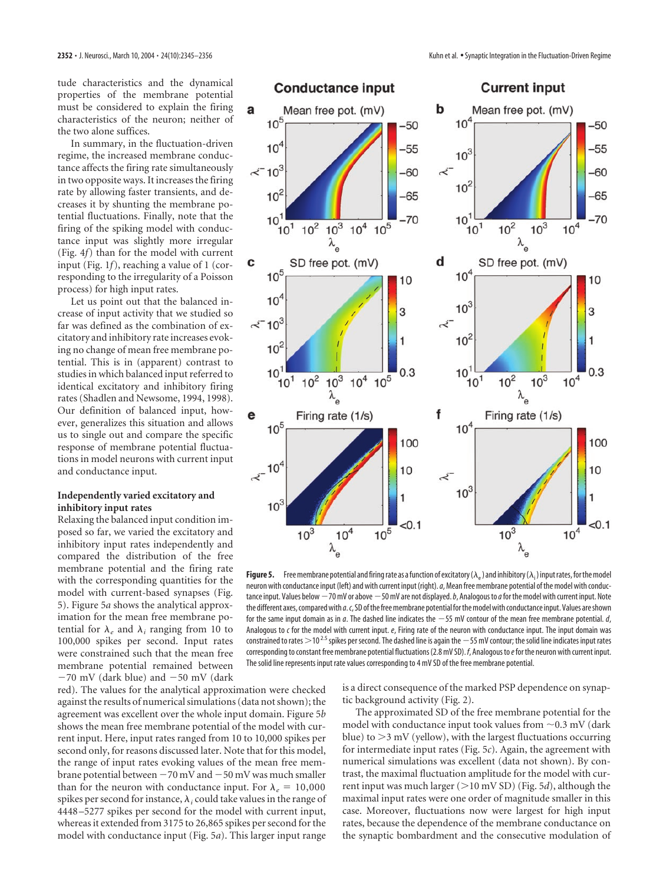tude characteristics and the dynamical properties of the membrane potential must be considered to explain the firing characteristics of the neuron; neither of the two alone suffices.

In summary, in the fluctuation-driven regime, the increased membrane conductance affects the firing rate simultaneously in two opposite ways. It increases the firing rate by allowing faster transients, and decreases it by shunting the membrane potential fluctuations. Finally, note that the firing of the spiking model with conductance input was slightly more irregular (Fig. 4*f*) than for the model with current input (Fig. 1*f*), reaching a value of 1 (corresponding to the irregularity of a Poisson process) for high input rates.

Let us point out that the balanced increase of input activity that we studied so far was defined as the combination of excitatory and inhibitory rate increases evoking no change of mean free membrane potential. This is in (apparent) contrast to studies in which balanced input referred to identical excitatory and inhibitory firing rates (Shadlen and Newsome, 1994, 1998). Our definition of balanced input, however, generalizes this situation and allows us to single out and compare the specific response of membrane potential fluctuations in model neurons with current input and conductance input.

### Independently varied excitatory and inhibitory input rates

Relaxing the balanced input condition imposed so far, we varied the excitatory and inhibitory input rates independently and compared the distribution of the free membrane potential and the firing rate with the corresponding quantities for the model with current-based synapses (Fig. 5). Figure 5*a* shows the analytical approximation for the mean free membrane potential for $\lambda_e$ and $\lambda_i$ ranging from 10 to 100,000 spikes per second. Input rates were constrained such that the mean free membrane potential remained between $-70$ mV (dark blue) and $-50$ mV (dark red). The values for the analytical approximation were checked against the results of numerical simulations (data not shown); the agreement was excellent over the whole input domain. Figure 5*b* shows the mean free membrane potential of the model with current input. Here, input rates ranged from 10 to 10,000 spikes per second only, for reasons discussed later. Note that for this model, the range of input rates evoking values of the mean free membrane potential between $-70$ mV and $-50$ mV was much smaller than for the neuron with conductance input. For $\lambda_e = 10{,}000$ spikes per second for instance, $\lambda_i$ could take values in the range of 4448–5277 spikes per second for the model with current input, whereas it extended from 3175 to 26,865 spikes per second for the model with conductance input (Fig. 5*a*). This larger input range is a direct consequence of the marked PSP dependence on synaptic background activity (Fig. 2).

The approximated SD of the free membrane potential for the model with conductance input took values from ~0.3 mV (dark blue) to >3 mV (yellow), with the largest fluctuations occurring for intermediate input rates (Fig. 5*c*). Again, the agreement with numerical simulations was excellent (data not shown). By contrast, the maximal fluctuation amplitude for the model with current input was much larger (>10 mV SD) (Fig. 5*d*), although the maximal input rates were one order of magnitude smaller in this case. Moreover, fluctuations now were largest for high input rates, because the dependence of the membrane conductance on the synaptic bombardment and the consecutive modulation of

**Figure 5.** Free membrane potential and firing rate as a function of excitatory ($\lambda_e$) and inhibitory ($\lambda_i$) input rates, for the model neuron with conductance input (left) and with current input (right). *a*, Mean free membrane potential of the model with conductance input. Values below $-70$ mV or above $-50$ mV are not displayed. *b*, Analogous to *a* for the model with current input. Note the different axes, compared with *a*. *c*, SD of the free membrane potential for the model with conductance input. Values are shown for the same input domain as in *a*. The dashed line indicates the $-55$ mV contour of the mean free membrane potential. *d*, Analogous to *c* for the model with current input. *e*, Firing rate of the neuron with conductance input. The input domain was constrained to rates $>10^{2.5}$ spikes per second. The dashed line is again the $-55$ mV contour; the solid line indicates input rates corresponding to constant free membrane potential fluctuations (2.8 mV SD). *f*, Analogous to *e* for the neuron with current input. The solid line represents input rate values corresponding to 4 mV SD of the free membrane potential.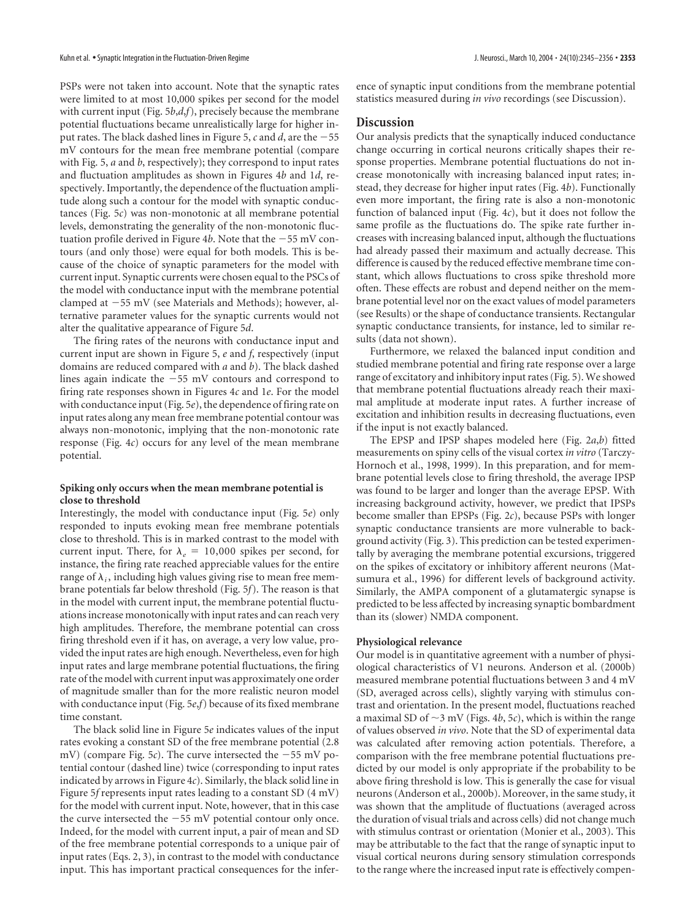PSPs were not taken into account. Note that the synaptic rates were limited to at most 10,000 spikes per second for the model with current input (Fig. 5*b*,*d*,*f*), precisely because the membrane potential fluctuations became unrealistically large for higher input rates. The black dashed lines in Figure 5, *c* and *d*, are the −55 mV contours for the mean free membrane potential (compare with Fig. 5, *a* and *b*, respectively); they correspond to input rates and fluctuation amplitudes as shown in Figures 4*b* and 1*d*, respectively. Importantly, the dependence of the fluctuation amplitude along such a contour for the model with synaptic conductances (Fig. 5*c*) was non-monotonic at all membrane potential levels, demonstrating the generality of the non-monotonic fluctuation profile derived in Figure 4*b*. Note that the −55 mV contours (and only those) were equal for both models. This is because of the choice of synaptic parameters for the model with current input. Synaptic currents were chosen equal to the PSCs of the model with conductance input with the membrane potential clamped at −55 mV (see Materials and Methods); however, alternative parameter values for the synaptic currents would not alter the qualitative appearance of Figure 5*d*.

The firing rates of the neurons with conductance input and current input are shown in Figure 5, *e* and *f*, respectively (input domains are reduced compared with *a* and *b*). The black dashed lines again indicate the −55 mV contours and correspond to firing rate responses shown in Figures 4*c* and 1*e*. For the model with conductance input (Fig. 5*e*), the dependence of firing rate on input rates along any mean free membrane potential contour was always non-monotonic, implying that the non-monotonic rate response (Fig. 4*c*) occurs for any level of the mean membrane potential.

### Spiking only occurs when the mean membrane potential is close to threshold

Interestingly, the model with conductance input (Fig. 5*e*) only responded to inputs evoking mean free membrane potentials close to threshold. This is in marked contrast to the model with current input. There, for $\lambda_e$ = 10,000 spikes per second, for instance, the firing rate reached appreciable values for the entire range of $\lambda_i$, including high values giving rise to mean free membrane potentials far below threshold (Fig. 5*f*). The reason is that in the model with current input, the membrane potential fluctuations increase monotonically with input rates and can reach very high amplitudes. Therefore, the membrane potential can cross firing threshold even if it has, on average, a very low value, provided the input rates are high enough. Nevertheless, even for high input rates and large membrane potential fluctuations, the firing rate of the model with current input was approximately one order of magnitude smaller than for the more realistic neuron model with conductance input (Fig. 5*e*,*f*) because of its fixed membrane time constant.

The black solid line in Figure 5*e* indicates values of the input rates evoking a constant SD of the free membrane potential (2.8 mV) (compare Fig. 5*c*). The curve intersected the −55 mV potential contour (dashed line) twice (corresponding to input rates indicated by arrows in Figure 4*c*). Similarly, the black solid line in Figure 5*f* represents input rates leading to a constant SD (4 mV) for the model with current input. Note, however, that in this case the curve intersected the −55 mV potential contour only once. Indeed, for the model with current input, a pair of mean and SD of the free membrane potential corresponds to a unique pair of input rates (Eqs. 2, 3), in contrast to the model with conductance input. This has important practical consequences for the inference of synaptic input conditions from the membrane potential statistics measured during *in vivo* recordings (see Discussion).

## Discussion

Our analysis predicts that the synaptically induced conductance change occurring in cortical neurons critically shapes their response properties. Membrane potential fluctuations do not increase monotonically with increasing balanced input rates; instead, they decrease for higher input rates (Fig. 4*b*). Functionally even more important, the firing rate is also a non-monotonic function of balanced input (Fig. 4*c*), but it does not follow the same profile as the fluctuations do. The spike rate further increases with increasing balanced input, although the fluctuations had already passed their maximum and actually decrease. This difference is caused by the reduced effective membrane time constant, which allows fluctuations to cross spike threshold more often. These effects are robust and depend neither on the membrane potential level nor on the exact values of model parameters (see Results) or the shape of conductance transients. Rectangular synaptic conductance transients, for instance, led to similar results (data not shown).

Furthermore, we relaxed the balanced input condition and studied membrane potential and firing rate response over a large range of excitatory and inhibitory input rates (Fig. 5). We showed that membrane potential fluctuations already reach their maximal amplitude at moderate input rates. A further increase of excitation and inhibition results in decreasing fluctuations, even if the input is not exactly balanced.

The EPSP and IPSP shapes modeled here (Fig. 2*a*,*b*) fitted measurements on spiny cells of the visual cortex *in vitro* (Tarczy-Hornoch et al., 1998, 1999). In this preparation, and for membrane potential levels close to firing threshold, the average IPSP was found to be larger and longer than the average EPSP. With increasing background activity, however, we predict that IPSPs become smaller than EPSPs (Fig. 2*c*), because PSPs with longer synaptic conductance transients are more vulnerable to background activity (Fig. 3). This prediction can be tested experimentally by averaging the membrane potential excursions, triggered on the spikes of excitatory or inhibitory afferent neurons (Matsumura et al., 1996) for different levels of background activity. Similarly, the AMPA component of a glutamatergic synapse is predicted to be less affected by increasing synaptic bombardment than its (slower) NMDA component.

### Physiological relevance

Our model is in quantitative agreement with a number of physiological characteristics of V1 neurons. Anderson et al. (2000b) measured membrane potential fluctuations between 3 and 4 mV (SD, averaged across cells), slightly varying with stimulus contrast and orientation. In the present model, fluctuations reached a maximal SD of ~3 mV (Figs. 4*b*, 5*c*), which is within the range of values observed *in vivo*. Note that the SD of experimental data was calculated after removing action potentials. Therefore, a comparison with the free membrane potential fluctuations predicted by our model is only appropriate if the probability to be above firing threshold is low. This is generally the case for visual neurons (Anderson et al., 2000b). Moreover, in the same study, it was shown that the amplitude of fluctuations (averaged across the duration of visual trials and across cells) did not change much with stimulus contrast or orientation (Monier et al., 2003). This may be attributable to the fact that the range of synaptic input to visual cortical neurons during sensory stimulation corresponds to the range where the increased input rate is effectively compen-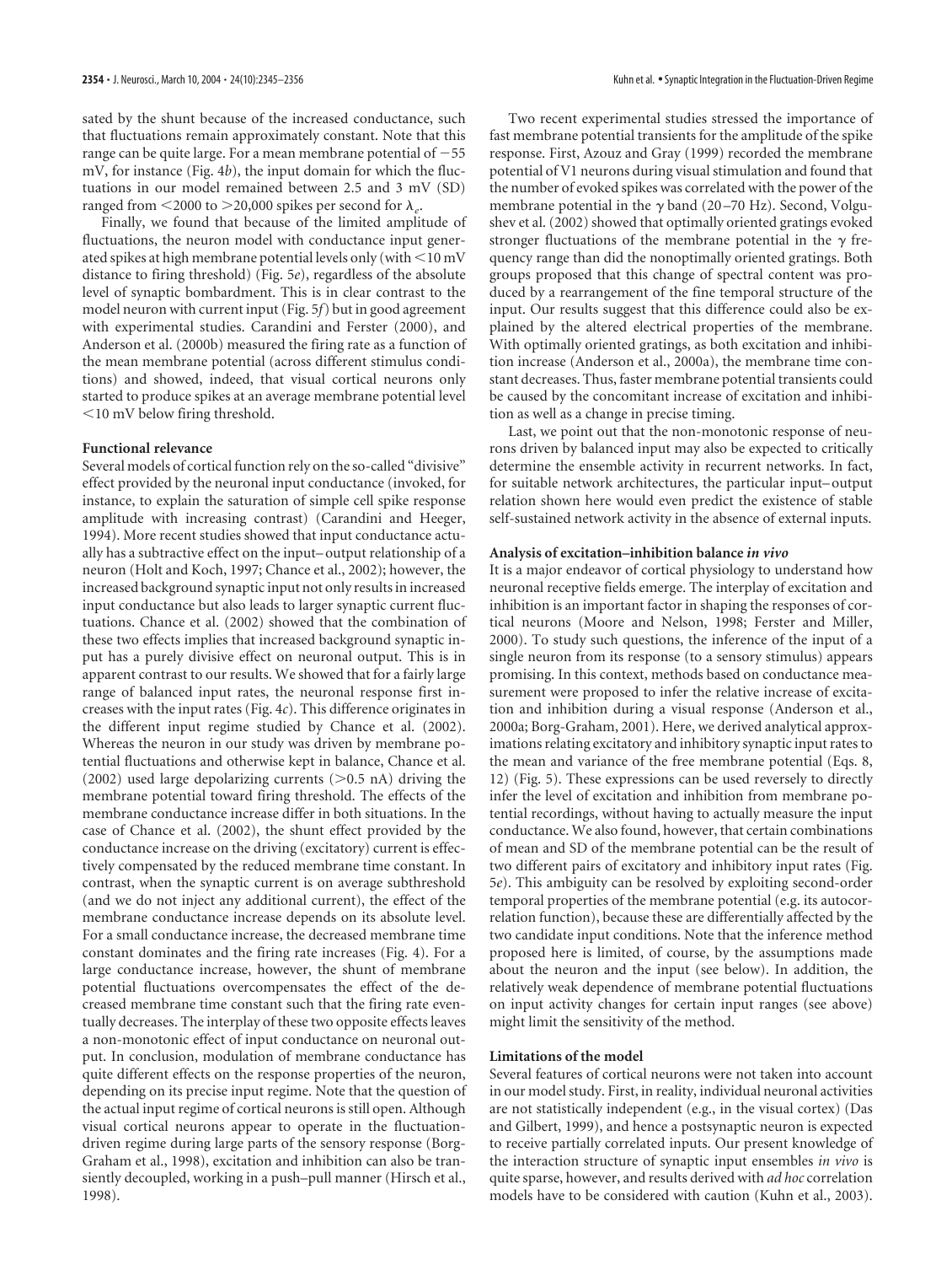sated by the shunt because of the increased conductance, such that fluctuations remain approximately constant. Note that this range can be quite large. For a mean membrane potential of −55 mV, for instance (Fig. 4*b*), the input domain for which the fluctuations in our model remained between 2.5 and 3 mV (SD) ranged from <2000 to >20,000 spikes per second for $\lambda_e$.

Finally, we found that because of the limited amplitude of fluctuations, the neuron model with conductance input generated spikes at high membrane potential levels only (with <10 mV distance to firing threshold) (Fig. 5*e*), regardless of the absolute level of synaptic bombardment. This is in clear contrast to the model neuron with current input (Fig. 5*f*) but in good agreement with experimental studies. Carandini and Ferster (2000), and Anderson et al. (2000b) measured the firing rate as a function of the mean membrane potential (across different stimulus conditions) and showed, indeed, that visual cortical neurons only started to produce spikes at an average membrane potential level <10 mV below firing threshold.

### Functional relevance

Several models of cortical function rely on the so-called "divisive" effect provided by the neuronal input conductance (invoked, for instance, to explain the saturation of simple cell spike response amplitude with increasing contrast) (Carandini and Heeger, 1994). More recent studies showed that input conductance actually has a subtractive effect on the input–output relationship of a neuron (Holt and Koch, 1997; Chance et al., 2002); however, the increased background synaptic input not only results in increased input conductance but also leads to larger synaptic current fluctuations. Chance et al. (2002) showed that the combination of these two effects implies that increased background synaptic input has a purely divisive effect on neuronal output. This is in apparent contrast to our results. We showed that for a fairly large range of balanced input rates, the neuronal response first increases with the input rates (Fig. 4*c*). This difference originates in the different input regime studied by Chance et al. (2002). Whereas the neuron in our study was driven by membrane potential fluctuations and otherwise kept in balance, Chance et al. (2002) used large depolarizing currents (>0.5 nA) driving the membrane potential toward firing threshold. The effects of the membrane conductance increase differ in both situations. In the case of Chance et al. (2002), the shunt effect provided by the conductance increase on the driving (excitatory) current is effectively compensated by the reduced membrane time constant. In contrast, when the synaptic current is on average subthreshold (and we do not inject any additional current), the effect of the membrane conductance increase depends on its absolute level. For a small conductance increase, the decreased membrane time constant dominates and the firing rate increases (Fig. 4). For a large conductance increase, however, the shunt of membrane potential fluctuations overcompensates the effect of the decreased membrane time constant such that the firing rate eventually decreases. The interplay of these two opposite effects leaves a non-monotonic effect of input conductance on neuronal output. In conclusion, modulation of membrane conductance has quite different effects on the response properties of the neuron, depending on its precise input regime. Note that the question of the actual input regime of cortical neurons is still open. Although visual cortical neurons appear to operate in the fluctuation-driven regime during large parts of the sensory response (Borg-Graham et al., 1998), excitation and inhibition can also be transiently decoupled, working in a push–pull manner (Hirsch et al., 1998).

Two recent experimental studies stressed the importance of fast membrane potential transients for the amplitude of the spike response. First, Azouz and Gray (1999) recorded the membrane potential of V1 neurons during visual stimulation and found that the number of evoked spikes was correlated with the power of the membrane potential in the $\gamma$ band (20–70 Hz). Second, Volgushev et al. (2002) showed that optimally oriented gratings evoked stronger fluctuations of the membrane potential in the $\gamma$ frequency range than did the nonoptimally oriented gratings. Both groups proposed that this change of spectral content was produced by a rearrangement of the fine temporal structure of the input. Our results suggest that this difference could also be explained by the altered electrical properties of the membrane. With optimally oriented gratings, as both excitation and inhibition increase (Anderson et al., 2000a), the membrane time constant decreases. Thus, faster membrane potential transients could be caused by the concomitant increase of excitation and inhibition as well as a change in precise timing.

Last, we point out that the non-monotonic response of neurons driven by balanced input may also be expected to critically determine the ensemble activity in recurrent networks. In fact, for suitable network architectures, the particular input–output relation shown here would even predict the existence of stable self-sustained network activity in the absence of external inputs.

### Analysis of excitation–inhibition balance *in vivo*

It is a major endeavor of cortical physiology to understand how neuronal receptive fields emerge. The interplay of excitation and inhibition is an important factor in shaping the responses of cortical neurons (Moore and Nelson, 1998; Ferster and Miller, 2000). To study such questions, the inference of the input of a single neuron from its response (to a sensory stimulus) appears promising. In this context, methods based on conductance measurement were proposed to infer the relative increase of excitation and inhibition during a visual response (Anderson et al., 2000a; Borg-Graham, 2001). Here, we derived analytical approximations relating excitatory and inhibitory synaptic input rates to the mean and variance of the free membrane potential (Eqs. 8, 12) (Fig. 5). These expressions can be used reversely to directly infer the level of excitation and inhibition from membrane potential recordings, without having to actually measure the input conductance. We also found, however, that certain combinations of mean and SD of the membrane potential can be the result of two different pairs of excitatory and inhibitory input rates (Fig. 5*e*). This ambiguity can be resolved by exploiting second-order temporal properties of the membrane potential (e.g. its autocorrelation function), because these are differentially affected by the two candidate input conditions. Note that the inference method proposed here is limited, of course, by the assumptions made about the neuron and the input (see below). In addition, the relatively weak dependence of membrane potential fluctuations on input activity changes for certain input ranges (see above) might limit the sensitivity of the method.

### Limitations of the model

Several features of cortical neurons were not taken into account in our model study. First, in reality, individual neuronal activities are not statistically independent (e.g., in the visual cortex) (Das and Gilbert, 1999), and hence a postsynaptic neuron is expected to receive partially correlated inputs. Our present knowledge of the interaction structure of synaptic input ensembles *in vivo* is quite sparse, however, and results derived with *ad hoc* correlation models have to be considered with caution (Kuhn et al., 2003).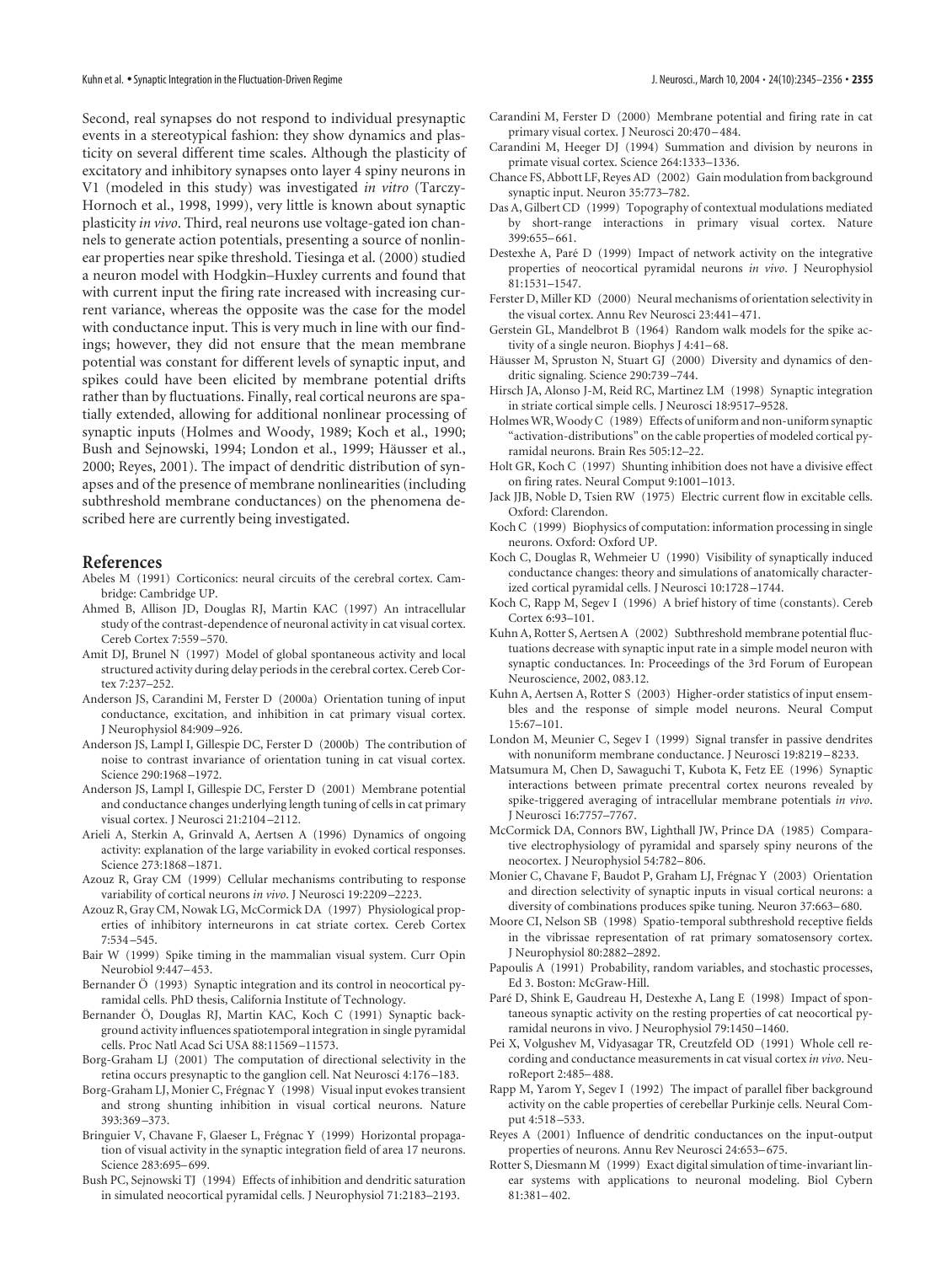Second, real synapses do not respond to individual presynaptic events in a stereotypical fashion: they show dynamics and plasticity on several different time scales. Although the plasticity of excitatory and inhibitory synapses onto layer 4 spiny neurons in V1 (modeled in this study) was investigated *in vitro* (Tarczy-Hornoch et al., 1998, 1999), very little is known about synaptic plasticity *in vivo*. Third, real neurons use voltage-gated ion channels to generate action potentials, presenting a source of nonlinear properties near spike threshold. Tiesinga et al. (2000) studied a neuron model with Hodgkin–Huxley currents and found that with current input the firing rate increased with increasing current variance, whereas the opposite was the case for the model with conductance input. This is very much in line with our findings; however, they did not ensure that the mean membrane potential was constant for different levels of synaptic input, and spikes could have been elicited by membrane potential drifts rather than by fluctuations. Finally, real cortical neurons are spatially extended, allowing for additional nonlinear processing of synaptic inputs (Holmes and Woody, 1989; Koch et al., 1990; Bush and Sejnowski, 1994; London et al., 1999; Häusser et al., 2000; Reyes, 2001). The impact of dendritic distribution of synapses and of the presence of membrane nonlinearities (including subthreshold membrane conductances) on the phenomena described here are currently being investigated.

## References

Abeles M (1991) Corticonics: neural circuits of the cerebral cortex. Cambridge: Cambridge UP.

Ahmed B, Allison JD, Douglas RJ, Martin KAC (1997) An intracellular study of the contrast-dependence of neuronal activity in cat visual cortex. Cereb Cortex 7:559–570.

Amit DJ, Brunel N (1997) Model of global spontaneous activity and local structured activity during delay periods in the cerebral cortex. Cereb Cortex 7:237–252.

Anderson JS, Carandini M, Ferster D (2000a) Orientation tuning of input conductance, excitation, and inhibition in cat primary visual cortex. J Neurophysiol 84:909–926.

Anderson JS, Lampl I, Gillespie DC, Ferster D (2000b) The contribution of noise to contrast invariance of orientation tuning in cat visual cortex. Science 290:1968–1972.

Anderson JS, Lampl I, Gillespie DC, Ferster D (2001) Membrane potential and conductance changes underlying length tuning of cells in cat primary visual cortex. J Neurosci 21:2104–2112.

Arieli A, Sterkin A, Grinvald A, Aertsen A (1996) Dynamics of ongoing activity: explanation of the large variability in evoked cortical responses. Science 273:1868–1871.

Azouz R, Gray CM (1999) Cellular mechanisms contributing to response variability of cortical neurons *in vivo*. J Neurosci 19:2209–2223.

Azouz R, Gray CM, Nowak LG, McCormick DA (1997) Physiological properties of inhibitory interneurons in cat striate cortex. Cereb Cortex 7:534–545.

Bair W (1999) Spike timing in the mammalian visual system. Curr Opin Neurobiol 9:447–453.

Bernander Ö (1993) Synaptic integration and its control in neocortical pyramidal cells. PhD thesis, California Institute of Technology.

Bernander Ö, Douglas RJ, Martin KAC, Koch C (1991) Synaptic background activity influences spatiotemporal integration in single pyramidal cells. Proc Natl Acad Sci USA 88:11569–11573.

Borg-Graham LJ (2001) The computation of directional selectivity in the retina occurs presynaptic to the ganglion cell. Nat Neurosci 4:176–183.

Borg-Graham LJ, Monier C, Frégnac Y (1998) Visual input evokes transient and strong shunting inhibition in visual cortical neurons. Nature 393:369–373.

Bringuier V, Chavane F, Glaeser L, Frégnac Y (1999) Horizontal propagation of visual activity in the synaptic integration field of area 17 neurons. Science 283:695–699.

Bush PC, Sejnowski TJ (1994) Effects of inhibition and dendritic saturation in simulated neocortical pyramidal cells. J Neurophysiol 71:2183–2193.

Carandini M, Ferster D (2000) Membrane potential and firing rate in cat primary visual cortex. J Neurosci 20:470–484.

Carandini M, Heeger DJ (1994) Summation and division by neurons in primate visual cortex. Science 264:1333–1336.

Chance FS, Abbott LF, Reyes AD (2002) Gain modulation from background synaptic input. Neuron 35:773–782.

Das A, Gilbert CD (1999) Topography of contextual modulations mediated by short-range interactions in primary visual cortex. Nature 399:655–661.

Destexhe A, Paré D (1999) Impact of network activity on the integrative properties of neocortical pyramidal neurons *in vivo*. J Neurophysiol 81:1531–1547.

Ferster D, Miller KD (2000) Neural mechanisms of orientation selectivity in the visual cortex. Annu Rev Neurosci 23:441–471.

Gerstein GL, Mandelbrot B (1964) Random walk models for the spike activity of a single neuron. Biophys J 4:41–68.

Häusser M, Spruston N, Stuart GJ (2000) Diversity and dynamics of dendritic signaling. Science 290:739–744.

Hirsch JA, Alonso J-M, Reid RC, Martinez LM (1998) Synaptic integration in striate cortical simple cells. J Neurosci 18:9517–9528.

Holmes WR, Woody C (1989) Effects of uniform and non-uniform synaptic "activation-distributions" on the cable properties of modeled cortical pyramidal neurons. Brain Res 505:12–22.

Holt GR, Koch C (1997) Shunting inhibition does not have a divisive effect on firing rates. Neural Comput 9:1001–1013.

Jack JJB, Noble D, Tsien RW (1975) Electric current flow in excitable cells. Oxford: Clarendon.

Koch C (1999) Biophysics of computation: information processing in single neurons. Oxford: Oxford UP.

Koch C, Douglas R, Wehmeier U (1990) Visibility of synaptically induced conductance changes: theory and simulations of anatomically characterized cortical pyramidal cells. J Neurosci 10:1728–1744.

Koch C, Rapp M, Segev I (1996) A brief history of time (constants). Cereb Cortex 6:93–101.

Kuhn A, Rotter S, Aertsen A (2002) Subthreshold membrane potential fluctuations decrease with synaptic input rate in a simple model neuron with synaptic conductances. In: Proceedings of the 3rd Forum of European Neuroscience, 2002, 083.12.

Kuhn A, Aertsen A, Rotter S (2003) Higher-order statistics of input ensembles and the response of simple model neurons. Neural Comput 15:67–101.

London M, Meunier C, Segev I (1999) Signal transfer in passive dendrites with nonuniform membrane conductance. J Neurosci 19:8219–8233.

Matsumura M, Chen D, Sawaguchi T, Kubota K, Fetz EE (1996) Synaptic interactions between primate precentral cortex neurons revealed by spike-triggered averaging of intracellular membrane potentials *in vivo*. J Neurosci 16:7757–7767.

McCormick DA, Connors BW, Lighthall JW, Prince DA (1985) Comparative electrophysiology of pyramidal and sparsely spiny neurons of the neocortex. J Neurophysiol 54:782–806.

Monier C, Chavane F, Baudot P, Graham LJ, Frégnac Y (2003) Orientation and direction selectivity of synaptic inputs in visual cortical neurons: a diversity of combinations produces spike tuning. Neuron 37:663–680.

Moore CI, Nelson SB (1998) Spatio-temporal subthreshold receptive fields in the vibrissae representation of rat primary somatosensory cortex. J Neurophysiol 80:2882–2892.

Papoulis A (1991) Probability, random variables, and stochastic processes, Ed 3. Boston: McGraw-Hill.

Paré D, Shink E, Gaudreau H, Destexhe A, Lang E (1998) Impact of spontaneous synaptic activity on the resting properties of cat neocortical pyramidal neurons in vivo. J Neurophysiol 79:1450–1460.

Pei X, Volgushev M, Vidyasagar TR, Creutzfeld OD (1991) Whole cell recording and conductance measurements in cat visual cortex *in vivo*. NeuroReport 2:485–488.

Rapp M, Yarom Y, Segev I (1992) The impact of parallel fiber background activity on the cable properties of cerebellar Purkinje cells. Neural Comput 4:518–533.

Reyes A (2001) Influence of dendritic conductances on the input-output properties of neurons. Annu Rev Neurosci 24:653–675.

Rotter S, Diesmann M (1999) Exact digital simulation of time-invariant linear systems with applications to neuronal modeling. Biol Cybern 81:381–402.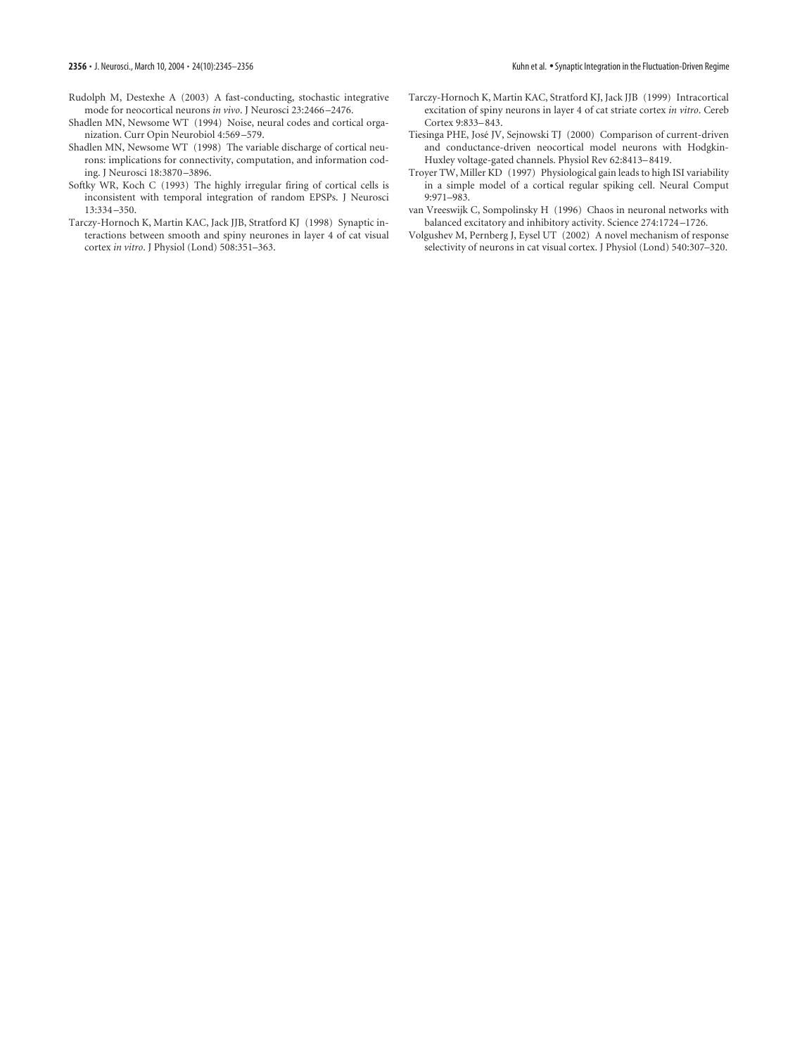Rudolph M, Destexhe A (2003) A fast-conducting, stochastic integrative mode for neocortical neurons *in vivo*. J Neurosci 23:2466–2476.

Shadlen MN, Newsome WT (1994) Noise, neural codes and cortical organization. Curr Opin Neurobiol 4:569–579.

Shadlen MN, Newsome WT (1998) The variable discharge of cortical neurons: implications for connectivity, computation, and information coding. J Neurosci 18:3870–3896.

Softky WR, Koch C (1993) The highly irregular firing of cortical cells is inconsistent with temporal integration of random EPSPs. J Neurosci 13:334–350.

Tarczy-Hornoch K, Martin KAC, Jack JJB, Stratford KJ (1998) Synaptic interactions between smooth and spiny neurones in layer 4 of cat visual cortex *in vitro*. J Physiol (Lond) 508:351–363.

Tarczy-Hornoch K, Martin KAC, Stratford KJ, Jack JJB (1999) Intracortical excitation of spiny neurons in layer 4 of cat striate cortex *in vitro*. Cereb Cortex 9:833–843.

Tiesinga PHE, José JV, Sejnowski TJ (2000) Comparison of current-driven and conductance-driven neocortical model neurons with Hodgkin-Huxley voltage-gated channels. Physiol Rev 62:8413–8419.

Troyer TW, Miller KD (1997) Physiological gain leads to high ISI variability in a simple model of a cortical regular spiking cell. Neural Comput 9:971–983.

van Vreeswijk C, Sompolinsky H (1996) Chaos in neuronal networks with balanced excitatory and inhibitory activity. Science 274:1724–1726.

Volgushev M, Pernberg J, Eysel UT (2002) A novel mechanism of response selectivity of neurons in cat visual cortex. J Physiol (Lond) 540:307–320.